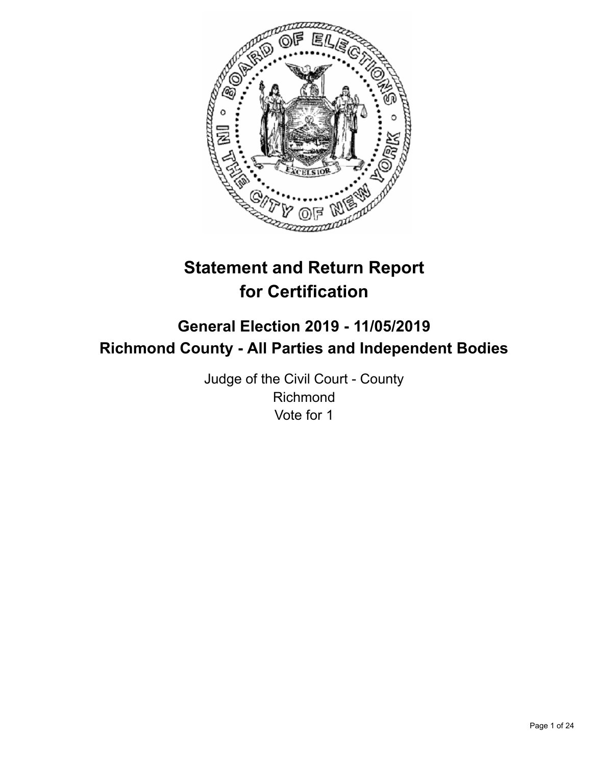# Statement and Return Report for Certification

## General Election 2019 - 11/05/2019
## Richmond County - All Parties and Independent Bodies

Judge of the Civil Court - County
Richmond
Vote for 1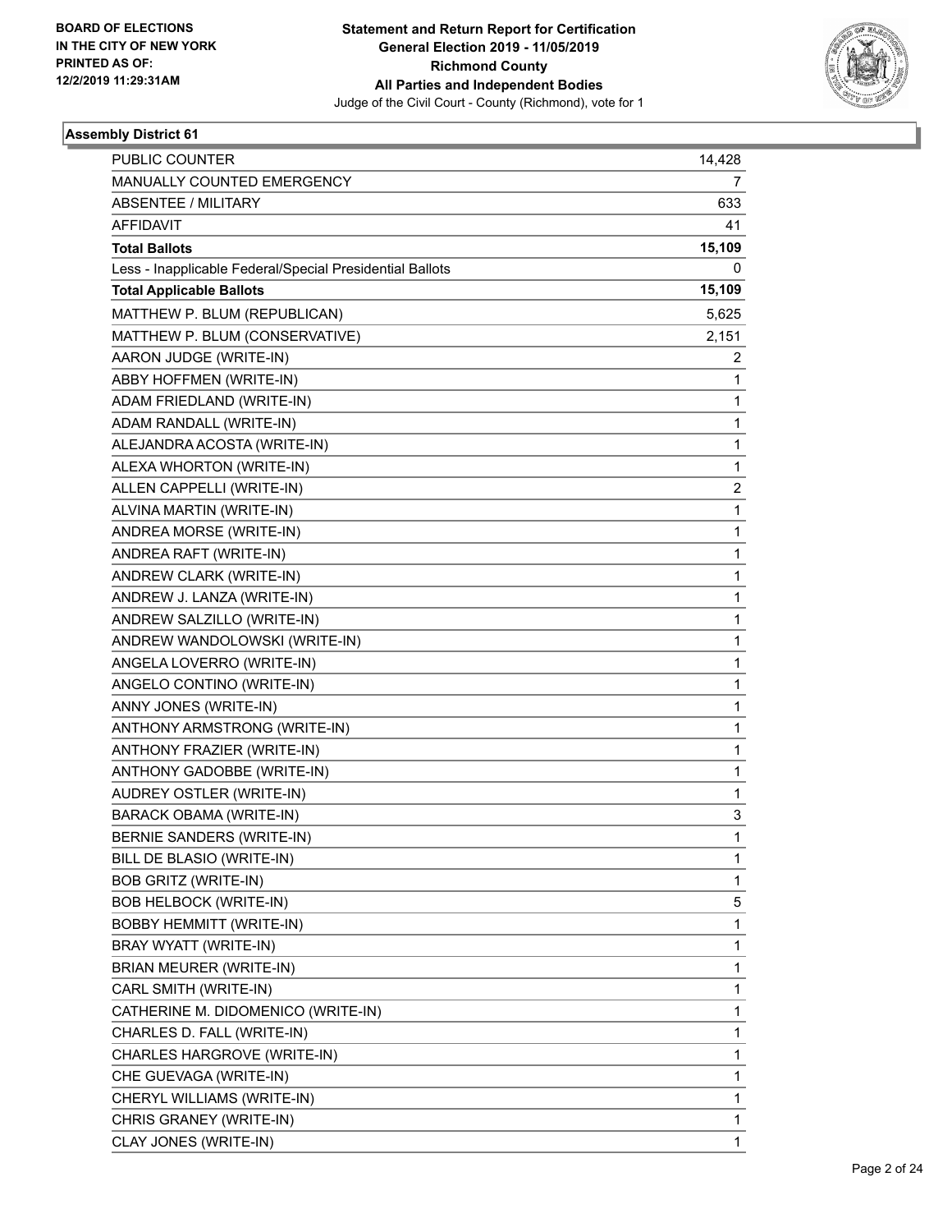BOARD OF ELECTIONS
IN THE CITY OF NEW YORK
PRINTED AS OF:
12/2/2019 11:29:31AM

**Statement and Return Report for Certification**
**General Election 2019 - 11/05/2019**
**Richmond County**
**All Parties and Independent Bodies**
Judge of the Civil Court - County (Richmond), vote for 1

### Assembly District 61

| | |
|---|---|
| PUBLIC COUNTER | 14,428 |
| MANUALLY COUNTED EMERGENCY | 7 |
| ABSENTEE / MILITARY | 633 |
| AFFIDAVIT | 41 |
| **Total Ballots** | **15,109** |
| Less - Inapplicable Federal/Special Presidential Ballots | 0 |
| **Total Applicable Ballots** | **15,109** |
| MATTHEW P. BLUM (REPUBLICAN) | 5,625 |
| MATTHEW P. BLUM (CONSERVATIVE) | 2,151 |
| AARON JUDGE (WRITE-IN) | 2 |
| ABBY HOFFMEN (WRITE-IN) | 1 |
| ADAM FRIEDLAND (WRITE-IN) | 1 |
| ADAM RANDALL (WRITE-IN) | 1 |
| ALEJANDRA ACOSTA (WRITE-IN) | 1 |
| ALEXA WHORTON (WRITE-IN) | 1 |
| ALLEN CAPPELLI (WRITE-IN) | 2 |
| ALVINA MARTIN (WRITE-IN) | 1 |
| ANDREA MORSE (WRITE-IN) | 1 |
| ANDREA RAFT (WRITE-IN) | 1 |
| ANDREW CLARK (WRITE-IN) | 1 |
| ANDREW J. LANZA (WRITE-IN) | 1 |
| ANDREW SALZILLO (WRITE-IN) | 1 |
| ANDREW WANDOLOWSKI (WRITE-IN) | 1 |
| ANGELA LOVERRO (WRITE-IN) | 1 |
| ANGELO CONTINO (WRITE-IN) | 1 |
| ANNY JONES (WRITE-IN) | 1 |
| ANTHONY ARMSTRONG (WRITE-IN) | 1 |
| ANTHONY FRAZIER (WRITE-IN) | 1 |
| ANTHONY GADOBBE (WRITE-IN) | 1 |
| AUDREY OSTLER (WRITE-IN) | 1 |
| BARACK OBAMA (WRITE-IN) | 3 |
| BERNIE SANDERS (WRITE-IN) | 1 |
| BILL DE BLASIO (WRITE-IN) | 1 |
| BOB GRITZ (WRITE-IN) | 1 |
| BOB HELBOCK (WRITE-IN) | 5 |
| BOBBY HEMMITT (WRITE-IN) | 1 |
| BRAY WYATT (WRITE-IN) | 1 |
| BRIAN MEURER (WRITE-IN) | 1 |
| CARL SMITH (WRITE-IN) | 1 |
| CATHERINE M. DIDOMENICO (WRITE-IN) | 1 |
| CHARLES D. FALL (WRITE-IN) | 1 |
| CHARLES HARGROVE (WRITE-IN) | 1 |
| CHE GUEVAGA (WRITE-IN) | 1 |
| CHERYL WILLIAMS (WRITE-IN) | 1 |
| CHRIS GRANEY (WRITE-IN) | 1 |
| CLAY JONES (WRITE-IN) | 1 |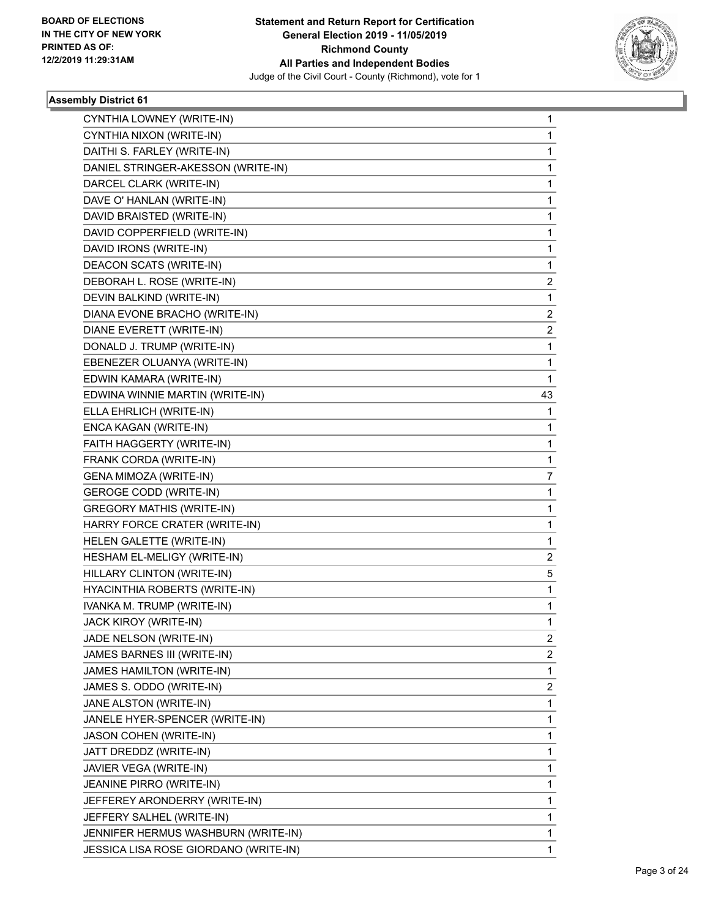**BOARD OF ELECTIONS IN THE CITY OF NEW YORK PRINTED AS OF: 12/2/2019 11:29:31AM**

**Statement and Return Report for Certification General Election 2019 - 11/05/2019 Richmond County All Parties and Independent Bodies**

Judge of the Civil Court - County (Richmond), vote for 1

## Assembly District 61

| | |
|---|---|
| CYNTHIA LOWNEY (WRITE-IN) | 1 |
| CYNTHIA NIXON (WRITE-IN) | 1 |
| DAITHI S. FARLEY (WRITE-IN) | 1 |
| DANIEL STRINGER-AKESSON (WRITE-IN) | 1 |
| DARCEL CLARK (WRITE-IN) | 1 |
| DAVE O' HANLAN (WRITE-IN) | 1 |
| DAVID BRAISTED (WRITE-IN) | 1 |
| DAVID COPPERFIELD (WRITE-IN) | 1 |
| DAVID IRONS (WRITE-IN) | 1 |
| DEACON SCATS (WRITE-IN) | 1 |
| DEBORAH L. ROSE (WRITE-IN) | 2 |
| DEVIN BALKIND (WRITE-IN) | 1 |
| DIANA EVONE BRACHO (WRITE-IN) | 2 |
| DIANE EVERETT (WRITE-IN) | 2 |
| DONALD J. TRUMP (WRITE-IN) | 1 |
| EBENEZER OLUANYA (WRITE-IN) | 1 |
| EDWIN KAMARA (WRITE-IN) | 1 |
| EDWINA WINNIE MARTIN (WRITE-IN) | 43 |
| ELLA EHRLICH (WRITE-IN) | 1 |
| ENCA KAGAN (WRITE-IN) | 1 |
| FAITH HAGGERTY (WRITE-IN) | 1 |
| FRANK CORDA (WRITE-IN) | 1 |
| GENA MIMOZA (WRITE-IN) | 7 |
| GEROGE CODD (WRITE-IN) | 1 |
| GREGORY MATHIS (WRITE-IN) | 1 |
| HARRY FORCE CRATER (WRITE-IN) | 1 |
| HELEN GALETTE (WRITE-IN) | 1 |
| HESHAM EL-MELIGY (WRITE-IN) | 2 |
| HILLARY CLINTON (WRITE-IN) | 5 |
| HYACINTHIA ROBERTS (WRITE-IN) | 1 |
| IVANKA M. TRUMP (WRITE-IN) | 1 |
| JACK KIROY (WRITE-IN) | 1 |
| JADE NELSON (WRITE-IN) | 2 |
| JAMES BARNES III (WRITE-IN) | 2 |
| JAMES HAMILTON (WRITE-IN) | 1 |
| JAMES S. ODDO (WRITE-IN) | 2 |
| JANE ALSTON (WRITE-IN) | 1 |
| JANELE HYER-SPENCER (WRITE-IN) | 1 |
| JASON COHEN (WRITE-IN) | 1 |
| JATT DREDDZ (WRITE-IN) | 1 |
| JAVIER VEGA (WRITE-IN) | 1 |
| JEANINE PIRRO (WRITE-IN) | 1 |
| JEFFEREY ARONDERRY (WRITE-IN) | 1 |
| JEFFERY SALHEL (WRITE-IN) | 1 |
| JENNIFER HERMUS WASHBURN (WRITE-IN) | 1 |
| JESSICA LISA ROSE GIORDANO (WRITE-IN) | 1 |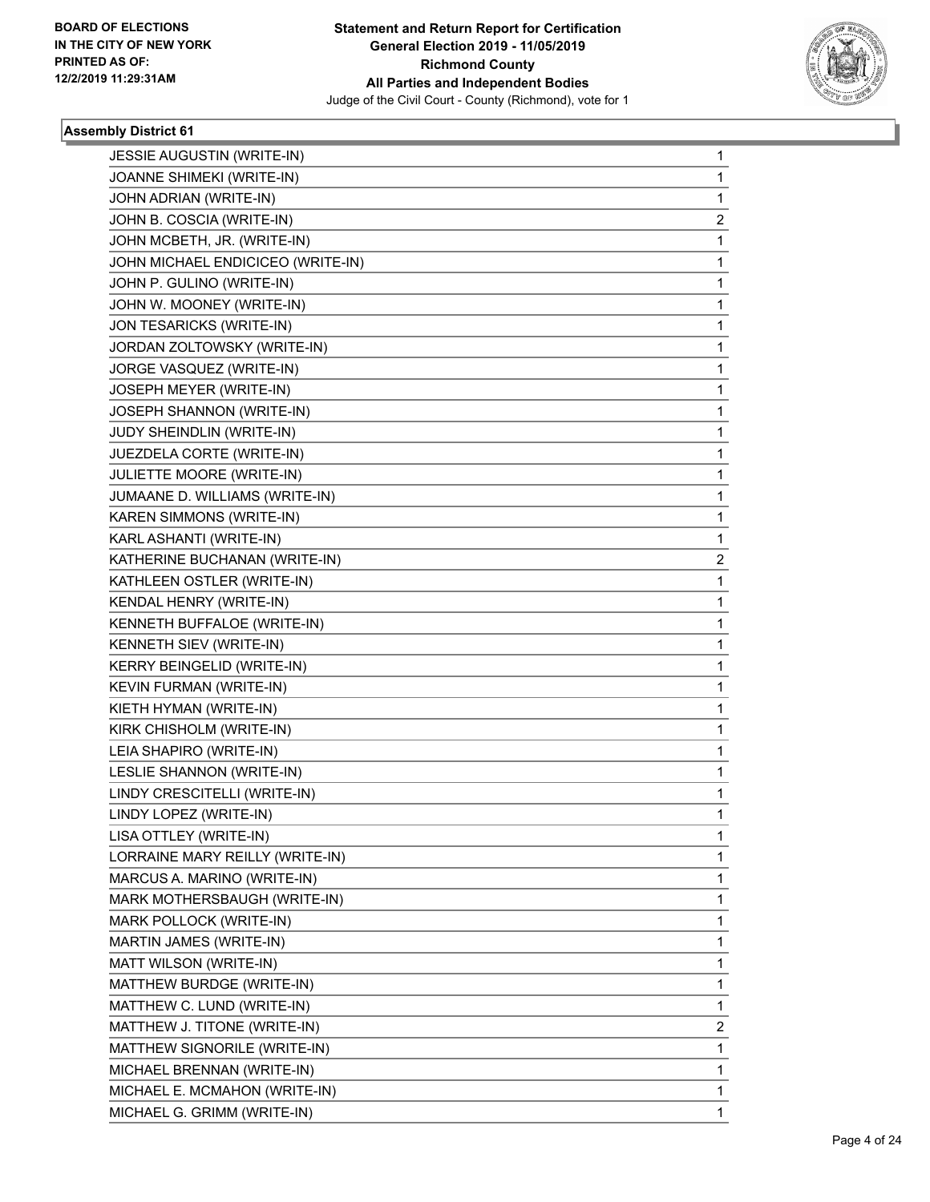**BOARD OF ELECTIONS IN THE CITY OF NEW YORK PRINTED AS OF: 12/2/2019 11:29:31AM**

**Statement and Return Report for Certification General Election 2019 - 11/05/2019 Richmond County All Parties and Independent Bodies**

Judge of the Civil Court - County (Richmond), vote for 1

### Assembly District 61

| | |
|---|---|
| JESSIE AUGUSTIN (WRITE-IN) | 1 |
| JOANNE SHIMEKI (WRITE-IN) | 1 |
| JOHN ADRIAN (WRITE-IN) | 1 |
| JOHN B. COSCIA (WRITE-IN) | 2 |
| JOHN MCBETH, JR. (WRITE-IN) | 1 |
| JOHN MICHAEL ENDICICEO (WRITE-IN) | 1 |
| JOHN P. GULINO (WRITE-IN) | 1 |
| JOHN W. MOONEY (WRITE-IN) | 1 |
| JON TESARICKS (WRITE-IN) | 1 |
| JORDAN ZOLTOWSKY (WRITE-IN) | 1 |
| JORGE VASQUEZ (WRITE-IN) | 1 |
| JOSEPH MEYER (WRITE-IN) | 1 |
| JOSEPH SHANNON (WRITE-IN) | 1 |
| JUDY SHEINDLIN (WRITE-IN) | 1 |
| JUEZDELA CORTE (WRITE-IN) | 1 |
| JULIETTE MOORE (WRITE-IN) | 1 |
| JUMAANE D. WILLIAMS (WRITE-IN) | 1 |
| KAREN SIMMONS (WRITE-IN) | 1 |
| KARL ASHANTI (WRITE-IN) | 1 |
| KATHERINE BUCHANAN (WRITE-IN) | 2 |
| KATHLEEN OSTLER (WRITE-IN) | 1 |
| KENDAL HENRY (WRITE-IN) | 1 |
| KENNETH BUFFALOE (WRITE-IN) | 1 |
| KENNETH SIEV (WRITE-IN) | 1 |
| KERRY BEINGELID (WRITE-IN) | 1 |
| KEVIN FURMAN (WRITE-IN) | 1 |
| KIETH HYMAN (WRITE-IN) | 1 |
| KIRK CHISHOLM (WRITE-IN) | 1 |
| LEIA SHAPIRO (WRITE-IN) | 1 |
| LESLIE SHANNON (WRITE-IN) | 1 |
| LINDY CRESCITELLI (WRITE-IN) | 1 |
| LINDY LOPEZ (WRITE-IN) | 1 |
| LISA OTTLEY (WRITE-IN) | 1 |
| LORRAINE MARY REILLY (WRITE-IN) | 1 |
| MARCUS A. MARINO (WRITE-IN) | 1 |
| MARK MOTHERSBAUGH (WRITE-IN) | 1 |
| MARK POLLOCK (WRITE-IN) | 1 |
| MARTIN JAMES (WRITE-IN) | 1 |
| MATT WILSON (WRITE-IN) | 1 |
| MATTHEW BURDGE (WRITE-IN) | 1 |
| MATTHEW C. LUND (WRITE-IN) | 1 |
| MATTHEW J. TITONE (WRITE-IN) | 2 |
| MATTHEW SIGNORILE (WRITE-IN) | 1 |
| MICHAEL BRENNAN (WRITE-IN) | 1 |
| MICHAEL E. MCMAHON (WRITE-IN) | 1 |
| MICHAEL G. GRIMM (WRITE-IN) | 1 |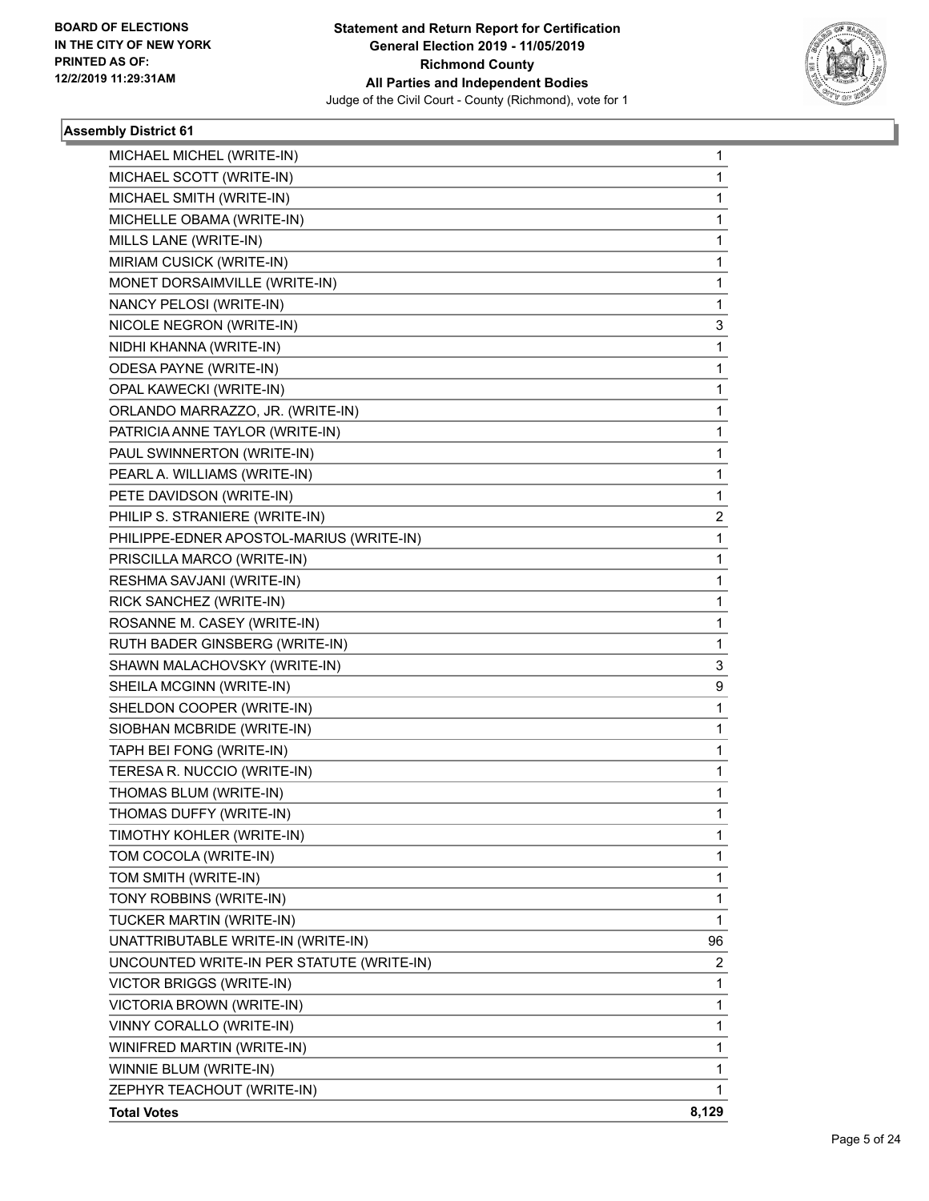**BOARD OF ELECTIONS IN THE CITY OF NEW YORK PRINTED AS OF: 12/2/2019 11:29:31AM**

**Statement and Return Report for Certification General Election 2019 - 11/05/2019 Richmond County All Parties and Independent Bodies**

Judge of the Civil Court - County (Richmond), vote for 1

### Assembly District 61

| | |
|---|---|
| MICHAEL MICHEL (WRITE-IN) | 1 |
| MICHAEL SCOTT (WRITE-IN) | 1 |
| MICHAEL SMITH (WRITE-IN) | 1 |
| MICHELLE OBAMA (WRITE-IN) | 1 |
| MILLS LANE (WRITE-IN) | 1 |
| MIRIAM CUSICK (WRITE-IN) | 1 |
| MONET DORSAIMVILLE (WRITE-IN) | 1 |
| NANCY PELOSI (WRITE-IN) | 1 |
| NICOLE NEGRON (WRITE-IN) | 3 |
| NIDHI KHANNA (WRITE-IN) | 1 |
| ODESA PAYNE (WRITE-IN) | 1 |
| OPAL KAWECKI (WRITE-IN) | 1 |
| ORLANDO MARRAZZO, JR. (WRITE-IN) | 1 |
| PATRICIA ANNE TAYLOR (WRITE-IN) | 1 |
| PAUL SWINNERTON (WRITE-IN) | 1 |
| PEARL A. WILLIAMS (WRITE-IN) | 1 |
| PETE DAVIDSON (WRITE-IN) | 1 |
| PHILIP S. STRANIERE (WRITE-IN) | 2 |
| PHILIPPE-EDNER APOSTOL-MARIUS (WRITE-IN) | 1 |
| PRISCILLA MARCO (WRITE-IN) | 1 |
| RESHMA SAVJANI (WRITE-IN) | 1 |
| RICK SANCHEZ (WRITE-IN) | 1 |
| ROSANNE M. CASEY (WRITE-IN) | 1 |
| RUTH BADER GINSBERG (WRITE-IN) | 1 |
| SHAWN MALACHOVSKY (WRITE-IN) | 3 |
| SHEILA MCGINN (WRITE-IN) | 9 |
| SHELDON COOPER (WRITE-IN) | 1 |
| SIOBHAN MCBRIDE (WRITE-IN) | 1 |
| TAPH BEI FONG (WRITE-IN) | 1 |
| TERESA R. NUCCIO (WRITE-IN) | 1 |
| THOMAS BLUM (WRITE-IN) | 1 |
| THOMAS DUFFY (WRITE-IN) | 1 |
| TIMOTHY KOHLER (WRITE-IN) | 1 |
| TOM COCOLA (WRITE-IN) | 1 |
| TOM SMITH (WRITE-IN) | 1 |
| TONY ROBBINS (WRITE-IN) | 1 |
| TUCKER MARTIN (WRITE-IN) | 1 |
| UNATTRIBUTABLE WRITE-IN (WRITE-IN) | 96 |
| UNCOUNTED WRITE-IN PER STATUTE (WRITE-IN) | 2 |
| VICTOR BRIGGS (WRITE-IN) | 1 |
| VICTORIA BROWN (WRITE-IN) | 1 |
| VINNY CORALLO (WRITE-IN) | 1 |
| WINIFRED MARTIN (WRITE-IN) | 1 |
| WINNIE BLUM (WRITE-IN) | 1 |
| ZEPHYR TEACHOUT (WRITE-IN) | 1 |
| **Total Votes** | **8,129** |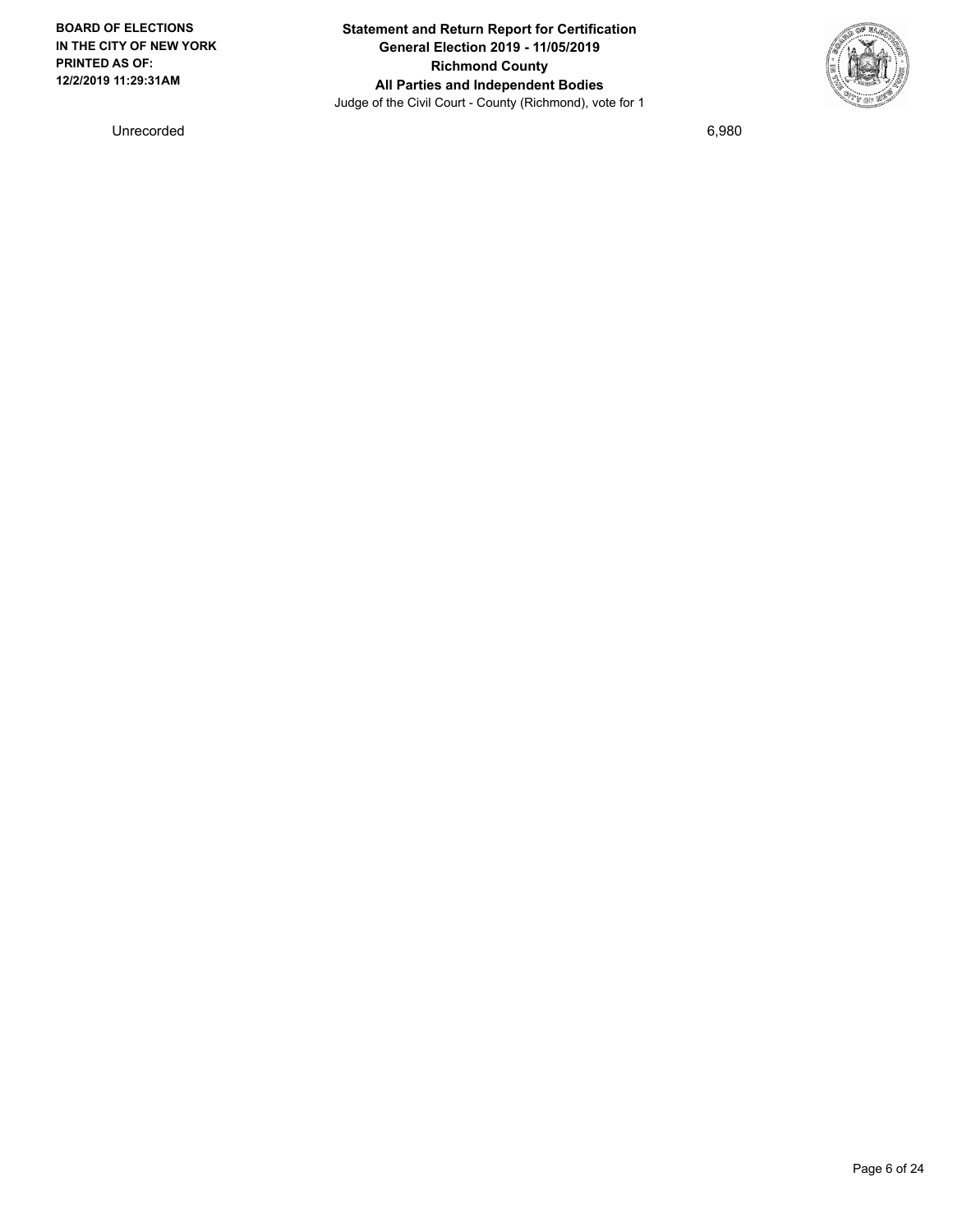| Unrecorded | 6,980 |
| --- | --- |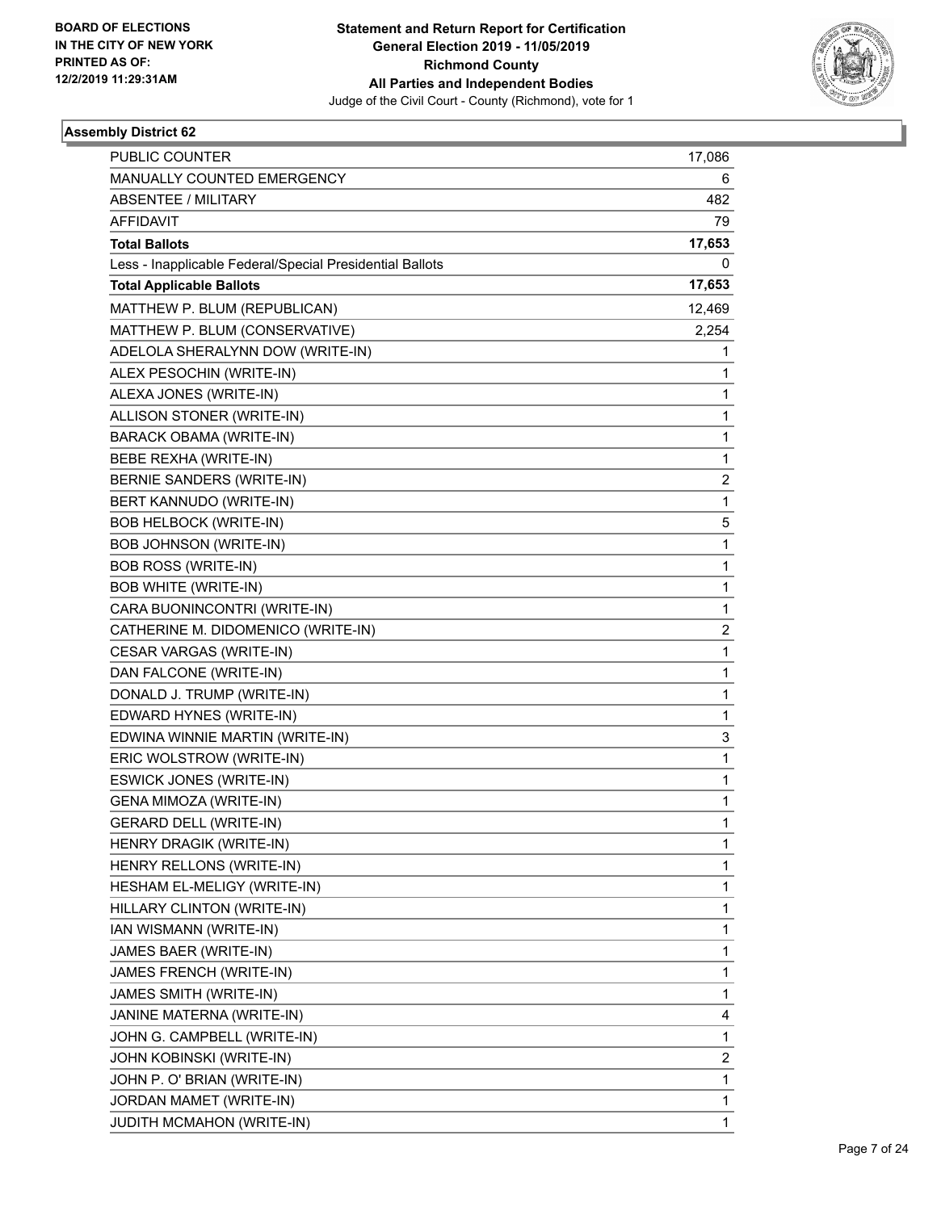BOARD OF ELECTIONS
IN THE CITY OF NEW YORK
PRINTED AS OF:
12/2/2019 11:29:31AM

**Statement and Return Report for Certification**
**General Election 2019 - 11/05/2019**
**Richmond County**
**All Parties and Independent Bodies**
Judge of the Civil Court - County (Richmond), vote for 1

### Assembly District 62

| | |
|---|---|
| PUBLIC COUNTER | 17,086 |
| MANUALLY COUNTED EMERGENCY | 6 |
| ABSENTEE / MILITARY | 482 |
| AFFIDAVIT | 79 |
| **Total Ballots** | **17,653** |
| Less - Inapplicable Federal/Special Presidential Ballots | 0 |
| **Total Applicable Ballots** | **17,653** |
| MATTHEW P. BLUM (REPUBLICAN) | 12,469 |
| MATTHEW P. BLUM (CONSERVATIVE) | 2,254 |
| ADELOLA SHERALYNN DOW (WRITE-IN) | 1 |
| ALEX PESOCHIN (WRITE-IN) | 1 |
| ALEXA JONES (WRITE-IN) | 1 |
| ALLISON STONER (WRITE-IN) | 1 |
| BARACK OBAMA (WRITE-IN) | 1 |
| BEBE REXHA (WRITE-IN) | 1 |
| BERNIE SANDERS (WRITE-IN) | 2 |
| BERT KANNUDO (WRITE-IN) | 1 |
| BOB HELBOCK (WRITE-IN) | 5 |
| BOB JOHNSON (WRITE-IN) | 1 |
| BOB ROSS (WRITE-IN) | 1 |
| BOB WHITE (WRITE-IN) | 1 |
| CARA BUONINCONTRI (WRITE-IN) | 1 |
| CATHERINE M. DIDOMENICO (WRITE-IN) | 2 |
| CESAR VARGAS (WRITE-IN) | 1 |
| DAN FALCONE (WRITE-IN) | 1 |
| DONALD J. TRUMP (WRITE-IN) | 1 |
| EDWARD HYNES (WRITE-IN) | 1 |
| EDWINA WINNIE MARTIN (WRITE-IN) | 3 |
| ERIC WOLSTROW (WRITE-IN) | 1 |
| ESWICK JONES (WRITE-IN) | 1 |
| GENA MIMOZA (WRITE-IN) | 1 |
| GERARD DELL (WRITE-IN) | 1 |
| HENRY DRAGIK (WRITE-IN) | 1 |
| HENRY RELLONS (WRITE-IN) | 1 |
| HESHAM EL-MELIGY (WRITE-IN) | 1 |
| HILLARY CLINTON (WRITE-IN) | 1 |
| IAN WISMANN (WRITE-IN) | 1 |
| JAMES BAER (WRITE-IN) | 1 |
| JAMES FRENCH (WRITE-IN) | 1 |
| JAMES SMITH (WRITE-IN) | 1 |
| JANINE MATERNA (WRITE-IN) | 4 |
| JOHN G. CAMPBELL (WRITE-IN) | 1 |
| JOHN KOBINSKI (WRITE-IN) | 2 |
| JOHN P. O' BRIAN (WRITE-IN) | 1 |
| JORDAN MAMET (WRITE-IN) | 1 |
| JUDITH MCMAHON (WRITE-IN) | 1 |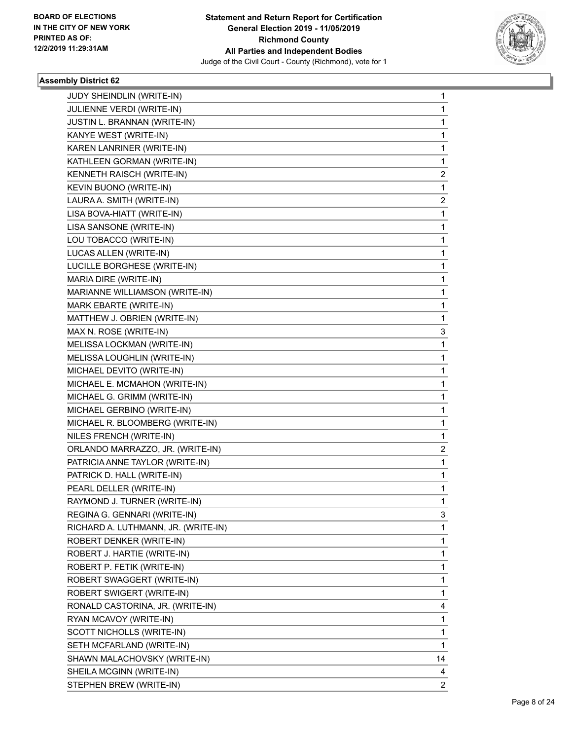BOARD OF ELECTIONS
IN THE CITY OF NEW YORK
PRINTED AS OF:
12/2/2019 11:29:31AM

**Statement and Return Report for Certification**
**General Election 2019 - 11/05/2019**
**Richmond County**
**All Parties and Independent Bodies**
Judge of the Civil Court - County (Richmond), vote for 1

### Assembly District 62

| | |
|---|---|
| JUDY SHEINDLIN (WRITE-IN) | 1 |
| JULIENNE VERDI (WRITE-IN) | 1 |
| JUSTIN L. BRANNAN (WRITE-IN) | 1 |
| KANYE WEST (WRITE-IN) | 1 |
| KAREN LANRINER (WRITE-IN) | 1 |
| KATHLEEN GORMAN (WRITE-IN) | 1 |
| KENNETH RAISCH (WRITE-IN) | 2 |
| KEVIN BUONO (WRITE-IN) | 1 |
| LAURA A. SMITH (WRITE-IN) | 2 |
| LISA BOVA-HIATT (WRITE-IN) | 1 |
| LISA SANSONE (WRITE-IN) | 1 |
| LOU TOBACCO (WRITE-IN) | 1 |
| LUCAS ALLEN (WRITE-IN) | 1 |
| LUCILLE BORGHESE (WRITE-IN) | 1 |
| MARIA DIRE (WRITE-IN) | 1 |
| MARIANNE WILLIAMSON (WRITE-IN) | 1 |
| MARK EBARTE (WRITE-IN) | 1 |
| MATTHEW J. OBRIEN (WRITE-IN) | 1 |
| MAX N. ROSE (WRITE-IN) | 3 |
| MELISSA LOCKMAN (WRITE-IN) | 1 |
| MELISSA LOUGHLIN (WRITE-IN) | 1 |
| MICHAEL DEVITO (WRITE-IN) | 1 |
| MICHAEL E. MCMAHON (WRITE-IN) | 1 |
| MICHAEL G. GRIMM (WRITE-IN) | 1 |
| MICHAEL GERBINO (WRITE-IN) | 1 |
| MICHAEL R. BLOOMBERG (WRITE-IN) | 1 |
| NILES FRENCH (WRITE-IN) | 1 |
| ORLANDO MARRAZZO, JR. (WRITE-IN) | 2 |
| PATRICIA ANNE TAYLOR (WRITE-IN) | 1 |
| PATRICK D. HALL (WRITE-IN) | 1 |
| PEARL DELLER (WRITE-IN) | 1 |
| RAYMOND J. TURNER (WRITE-IN) | 1 |
| REGINA G. GENNARI (WRITE-IN) | 3 |
| RICHARD A. LUTHMANN, JR. (WRITE-IN) | 1 |
| ROBERT DENKER (WRITE-IN) | 1 |
| ROBERT J. HARTIE (WRITE-IN) | 1 |
| ROBERT P. FETIK (WRITE-IN) | 1 |
| ROBERT SWAGGERT (WRITE-IN) | 1 |
| ROBERT SWIGERT (WRITE-IN) | 1 |
| RONALD CASTORINA, JR. (WRITE-IN) | 4 |
| RYAN MCAVOY (WRITE-IN) | 1 |
| SCOTT NICHOLLS (WRITE-IN) | 1 |
| SETH MCFARLAND (WRITE-IN) | 1 |
| SHAWN MALACHOVSKY (WRITE-IN) | 14 |
| SHEILA MCGINN (WRITE-IN) | 4 |
| STEPHEN BREW (WRITE-IN) | 2 |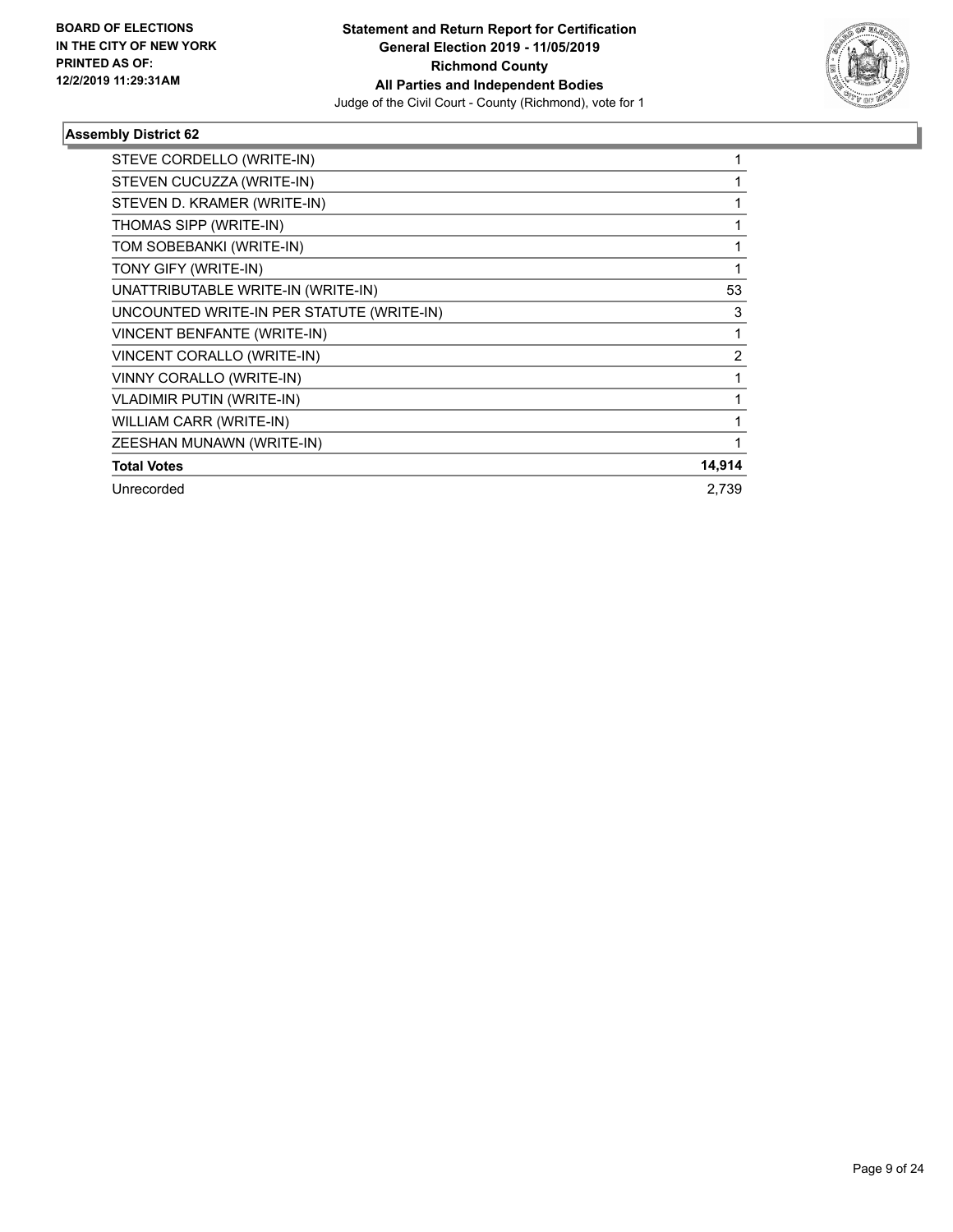**BOARD OF ELECTIONS IN THE CITY OF NEW YORK PRINTED AS OF: 12/2/2019 11:29:31AM**

**Statement and Return Report for Certification General Election 2019 - 11/05/2019 Richmond County All Parties and Independent Bodies**

Judge of the Civil Court - County (Richmond), vote for 1

### Assembly District 62

| | |
|---|---|
| STEVE CORDELLO (WRITE-IN) | 1 |
| STEVEN CUCUZZA (WRITE-IN) | 1 |
| STEVEN D. KRAMER (WRITE-IN) | 1 |
| THOMAS SIPP (WRITE-IN) | 1 |
| TOM SOBEBANKI (WRITE-IN) | 1 |
| TONY GIFY (WRITE-IN) | 1 |
| UNATTRIBUTABLE WRITE-IN (WRITE-IN) | 53 |
| UNCOUNTED WRITE-IN PER STATUTE (WRITE-IN) | 3 |
| VINCENT BENFANTE (WRITE-IN) | 1 |
| VINCENT CORALLO (WRITE-IN) | 2 |
| VINNY CORALLO (WRITE-IN) | 1 |
| VLADIMIR PUTIN (WRITE-IN) | 1 |
| WILLIAM CARR (WRITE-IN) | 1 |
| ZEESHAN MUNAWN (WRITE-IN) | 1 |
| **Total Votes** | **14,914** |
| Unrecorded | 2,739 |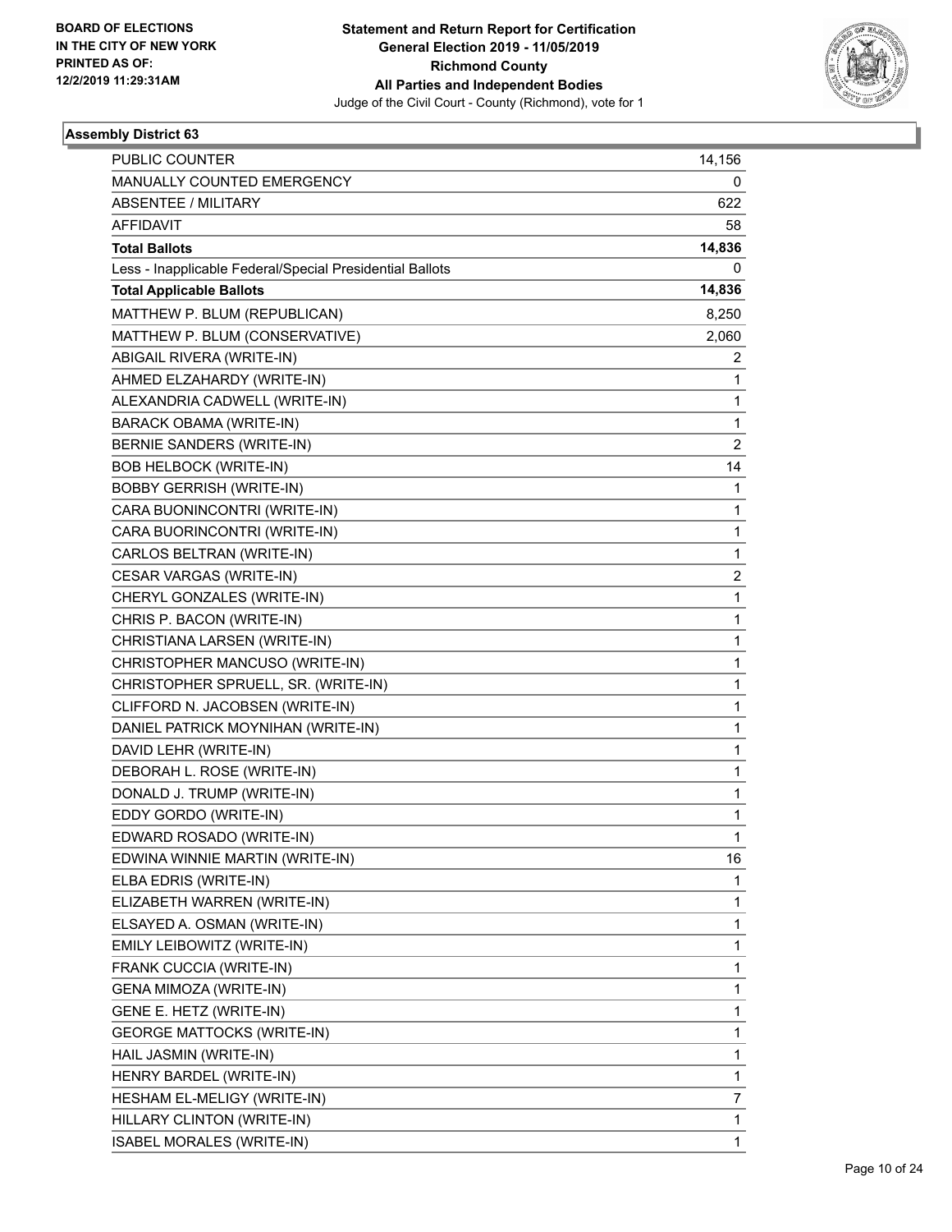BOARD OF ELECTIONS
IN THE CITY OF NEW YORK
PRINTED AS OF:
12/2/2019 11:29:31AM

**Statement and Return Report for Certification**
**General Election 2019 - 11/05/2019**
**Richmond County**
**All Parties and Independent Bodies**
Judge of the Civil Court - County (Richmond), vote for 1

### Assembly District 63

| | |
|---|---|
| PUBLIC COUNTER | 14,156 |
| MANUALLY COUNTED EMERGENCY | 0 |
| ABSENTEE / MILITARY | 622 |
| AFFIDAVIT | 58 |
| **Total Ballots** | **14,836** |
| Less - Inapplicable Federal/Special Presidential Ballots | 0 |
| **Total Applicable Ballots** | **14,836** |
| MATTHEW P. BLUM (REPUBLICAN) | 8,250 |
| MATTHEW P. BLUM (CONSERVATIVE) | 2,060 |
| ABIGAIL RIVERA (WRITE-IN) | 2 |
| AHMED ELZAHARDY (WRITE-IN) | 1 |
| ALEXANDRIA CADWELL (WRITE-IN) | 1 |
| BARACK OBAMA (WRITE-IN) | 1 |
| BERNIE SANDERS (WRITE-IN) | 2 |
| BOB HELBOCK (WRITE-IN) | 14 |
| BOBBY GERRISH (WRITE-IN) | 1 |
| CARA BUONINCONTRI (WRITE-IN) | 1 |
| CARA BUORINCONTRI (WRITE-IN) | 1 |
| CARLOS BELTRAN (WRITE-IN) | 1 |
| CESAR VARGAS (WRITE-IN) | 2 |
| CHERYL GONZALES (WRITE-IN) | 1 |
| CHRIS P. BACON (WRITE-IN) | 1 |
| CHRISTIANA LARSEN (WRITE-IN) | 1 |
| CHRISTOPHER MANCUSO (WRITE-IN) | 1 |
| CHRISTOPHER SPRUELL, SR. (WRITE-IN) | 1 |
| CLIFFORD N. JACOBSEN (WRITE-IN) | 1 |
| DANIEL PATRICK MOYNIHAN (WRITE-IN) | 1 |
| DAVID LEHR (WRITE-IN) | 1 |
| DEBORAH L. ROSE (WRITE-IN) | 1 |
| DONALD J. TRUMP (WRITE-IN) | 1 |
| EDDY GORDO (WRITE-IN) | 1 |
| EDWARD ROSADO (WRITE-IN) | 1 |
| EDWINA WINNIE MARTIN (WRITE-IN) | 16 |
| ELBA EDRIS (WRITE-IN) | 1 |
| ELIZABETH WARREN (WRITE-IN) | 1 |
| ELSAYED A. OSMAN (WRITE-IN) | 1 |
| EMILY LEIBOWITZ (WRITE-IN) | 1 |
| FRANK CUCCIA (WRITE-IN) | 1 |
| GENA MIMOZA (WRITE-IN) | 1 |
| GENE E. HETZ (WRITE-IN) | 1 |
| GEORGE MATTOCKS (WRITE-IN) | 1 |
| HAIL JASMIN (WRITE-IN) | 1 |
| HENRY BARDEL (WRITE-IN) | 1 |
| HESHAM EL-MELIGY (WRITE-IN) | 7 |
| HILLARY CLINTON (WRITE-IN) | 1 |
| ISABEL MORALES (WRITE-IN) | 1 |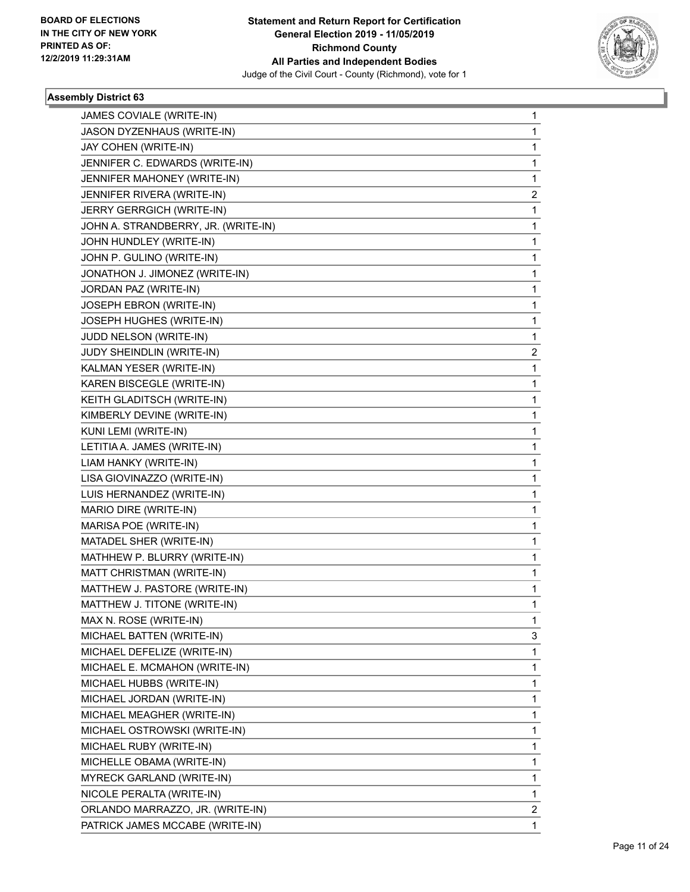BOARD OF ELECTIONS
IN THE CITY OF NEW YORK
PRINTED AS OF:
12/2/2019 11:29:31AM

**Statement and Return Report for Certification**
**General Election 2019 - 11/05/2019**
**Richmond County**
**All Parties and Independent Bodies**
Judge of the Civil Court - County (Richmond), vote for 1

### Assembly District 63

| | |
|---|---|
| JAMES COVIALE (WRITE-IN) | 1 |
| JASON DYZENHAUS (WRITE-IN) | 1 |
| JAY COHEN (WRITE-IN) | 1 |
| JENNIFER C. EDWARDS (WRITE-IN) | 1 |
| JENNIFER MAHONEY (WRITE-IN) | 1 |
| JENNIFER RIVERA (WRITE-IN) | 2 |
| JERRY GERRGICH (WRITE-IN) | 1 |
| JOHN A. STRANDBERRY, JR. (WRITE-IN) | 1 |
| JOHN HUNDLEY (WRITE-IN) | 1 |
| JOHN P. GULINO (WRITE-IN) | 1 |
| JONATHON J. JIMONEZ (WRITE-IN) | 1 |
| JORDAN PAZ (WRITE-IN) | 1 |
| JOSEPH EBRON (WRITE-IN) | 1 |
| JOSEPH HUGHES (WRITE-IN) | 1 |
| JUDD NELSON (WRITE-IN) | 1 |
| JUDY SHEINDLIN (WRITE-IN) | 2 |
| KALMAN YESER (WRITE-IN) | 1 |
| KAREN BISCEGLE (WRITE-IN) | 1 |
| KEITH GLADITSCH (WRITE-IN) | 1 |
| KIMBERLY DEVINE (WRITE-IN) | 1 |
| KUNI LEMI (WRITE-IN) | 1 |
| LETITIA A. JAMES (WRITE-IN) | 1 |
| LIAM HANKY (WRITE-IN) | 1 |
| LISA GIOVINAZZO (WRITE-IN) | 1 |
| LUIS HERNANDEZ (WRITE-IN) | 1 |
| MARIO DIRE (WRITE-IN) | 1 |
| MARISA POE (WRITE-IN) | 1 |
| MATADEL SHER (WRITE-IN) | 1 |
| MATHHEW P. BLURRY (WRITE-IN) | 1 |
| MATT CHRISTMAN (WRITE-IN) | 1 |
| MATTHEW J. PASTORE (WRITE-IN) | 1 |
| MATTHEW J. TITONE (WRITE-IN) | 1 |
| MAX N. ROSE (WRITE-IN) | 1 |
| MICHAEL BATTEN (WRITE-IN) | 3 |
| MICHAEL DEFELIZE (WRITE-IN) | 1 |
| MICHAEL E. MCMAHON (WRITE-IN) | 1 |
| MICHAEL HUBBS (WRITE-IN) | 1 |
| MICHAEL JORDAN (WRITE-IN) | 1 |
| MICHAEL MEAGHER (WRITE-IN) | 1 |
| MICHAEL OSTROWSKI (WRITE-IN) | 1 |
| MICHAEL RUBY (WRITE-IN) | 1 |
| MICHELLE OBAMA (WRITE-IN) | 1 |
| MYRECK GARLAND (WRITE-IN) | 1 |
| NICOLE PERALTA (WRITE-IN) | 1 |
| ORLANDO MARRAZZO, JR. (WRITE-IN) | 2 |
| PATRICK JAMES MCCABE (WRITE-IN) | 1 |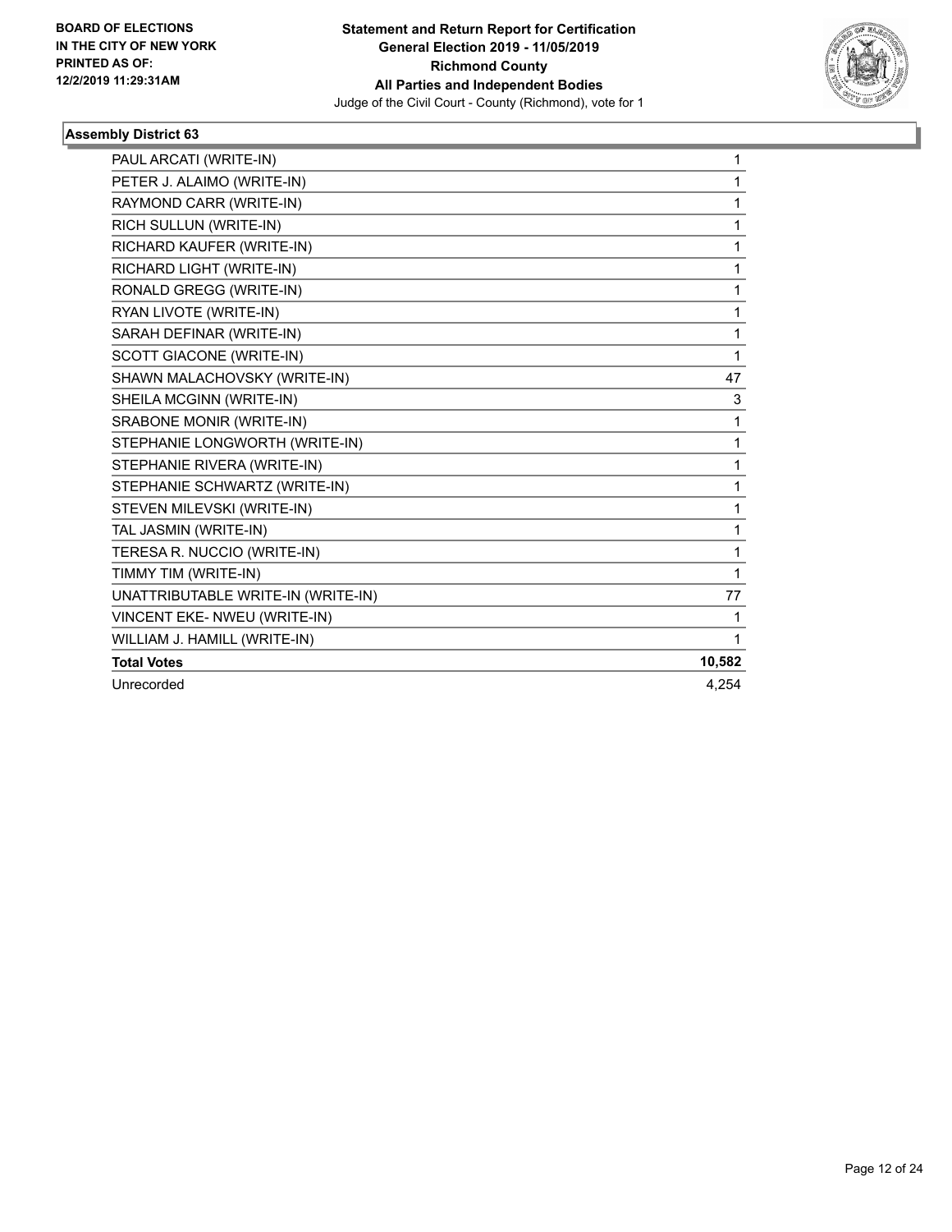BOARD OF ELECTIONS
IN THE CITY OF NEW YORK
PRINTED AS OF:
12/2/2019 11:29:31AM

**Statement and Return Report for Certification**
**General Election 2019 - 11/05/2019**
**Richmond County**
**All Parties and Independent Bodies**
Judge of the Civil Court - County (Richmond), vote for 1

### Assembly District 63

| | |
|---|---|
| PAUL ARCATI (WRITE-IN) | 1 |
| PETER J. ALAIMO (WRITE-IN) | 1 |
| RAYMOND CARR (WRITE-IN) | 1 |
| RICH SULLUN (WRITE-IN) | 1 |
| RICHARD KAUFER (WRITE-IN) | 1 |
| RICHARD LIGHT (WRITE-IN) | 1 |
| RONALD GREGG (WRITE-IN) | 1 |
| RYAN LIVOTE (WRITE-IN) | 1 |
| SARAH DEFINAR (WRITE-IN) | 1 |
| SCOTT GIACONE (WRITE-IN) | 1 |
| SHAWN MALACHOVSKY (WRITE-IN) | 47 |
| SHEILA MCGINN (WRITE-IN) | 3 |
| SRABONE MONIR (WRITE-IN) | 1 |
| STEPHANIE LONGWORTH (WRITE-IN) | 1 |
| STEPHANIE RIVERA (WRITE-IN) | 1 |
| STEPHANIE SCHWARTZ (WRITE-IN) | 1 |
| STEVEN MILEVSKI (WRITE-IN) | 1 |
| TAL JASMIN (WRITE-IN) | 1 |
| TERESA R. NUCCIO (WRITE-IN) | 1 |
| TIMMY TIM (WRITE-IN) | 1 |
| UNATTRIBUTABLE WRITE-IN (WRITE-IN) | 77 |
| VINCENT EKE- NWEU (WRITE-IN) | 1 |
| WILLIAM J. HAMILL (WRITE-IN) | 1 |
| **Total Votes** | **10,582** |
| Unrecorded | 4,254 |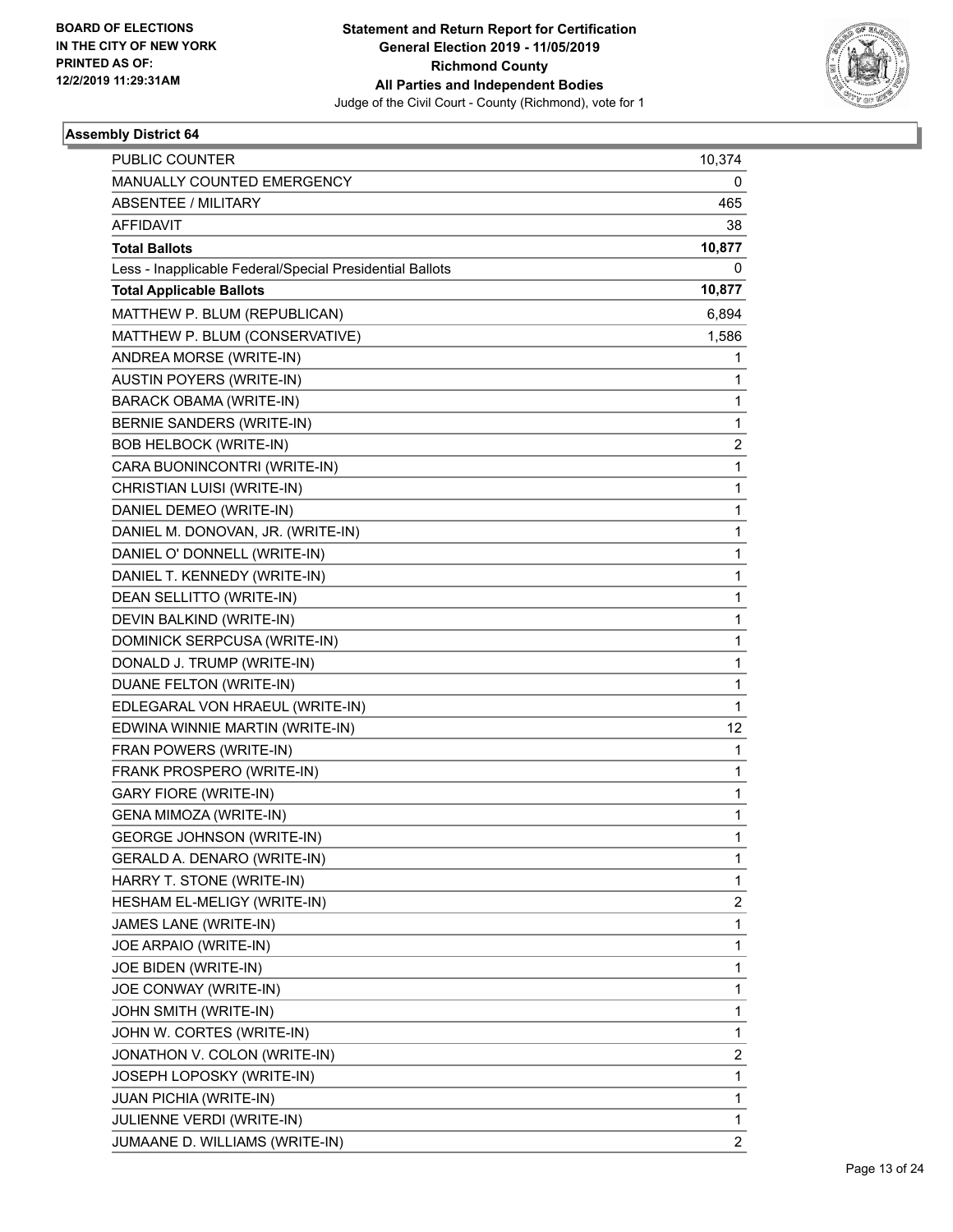**BOARD OF ELECTIONS IN THE CITY OF NEW YORK PRINTED AS OF: 12/2/2019 11:29:31AM**

**Statement and Return Report for Certification General Election 2019 - 11/05/2019 Richmond County All Parties and Independent Bodies**

Judge of the Civil Court - County (Richmond), vote for 1

### Assembly District 64

| | |
|---|---|
| PUBLIC COUNTER | 10,374 |
| MANUALLY COUNTED EMERGENCY | 0 |
| ABSENTEE / MILITARY | 465 |
| AFFIDAVIT | 38 |
| **Total Ballots** | **10,877** |
| Less - Inapplicable Federal/Special Presidential Ballots | 0 |
| **Total Applicable Ballots** | **10,877** |
| MATTHEW P. BLUM (REPUBLICAN) | 6,894 |
| MATTHEW P. BLUM (CONSERVATIVE) | 1,586 |
| ANDREA MORSE (WRITE-IN) | 1 |
| AUSTIN POYERS (WRITE-IN) | 1 |
| BARACK OBAMA (WRITE-IN) | 1 |
| BERNIE SANDERS (WRITE-IN) | 1 |
| BOB HELBOCK (WRITE-IN) | 2 |
| CARA BUONINCONTRI (WRITE-IN) | 1 |
| CHRISTIAN LUISI (WRITE-IN) | 1 |
| DANIEL DEMEO (WRITE-IN) | 1 |
| DANIEL M. DONOVAN, JR. (WRITE-IN) | 1 |
| DANIEL O' DONNELL (WRITE-IN) | 1 |
| DANIEL T. KENNEDY (WRITE-IN) | 1 |
| DEAN SELLITTO (WRITE-IN) | 1 |
| DEVIN BALKIND (WRITE-IN) | 1 |
| DOMINICK SERPCUSA (WRITE-IN) | 1 |
| DONALD J. TRUMP (WRITE-IN) | 1 |
| DUANE FELTON (WRITE-IN) | 1 |
| EDLEGARAL VON HRAEUL (WRITE-IN) | 1 |
| EDWINA WINNIE MARTIN (WRITE-IN) | 12 |
| FRAN POWERS (WRITE-IN) | 1 |
| FRANK PROSPERO (WRITE-IN) | 1 |
| GARY FIORE (WRITE-IN) | 1 |
| GENA MIMOZA (WRITE-IN) | 1 |
| GEORGE JOHNSON (WRITE-IN) | 1 |
| GERALD A. DENARO (WRITE-IN) | 1 |
| HARRY T. STONE (WRITE-IN) | 1 |
| HESHAM EL-MELIGY (WRITE-IN) | 2 |
| JAMES LANE (WRITE-IN) | 1 |
| JOE ARPAIO (WRITE-IN) | 1 |
| JOE BIDEN (WRITE-IN) | 1 |
| JOE CONWAY (WRITE-IN) | 1 |
| JOHN SMITH (WRITE-IN) | 1 |
| JOHN W. CORTES (WRITE-IN) | 1 |
| JONATHON V. COLON (WRITE-IN) | 2 |
| JOSEPH LOPOSKY (WRITE-IN) | 1 |
| JUAN PICHIA (WRITE-IN) | 1 |
| JULIENNE VERDI (WRITE-IN) | 1 |
| JUMAANE D. WILLIAMS (WRITE-IN) | 2 |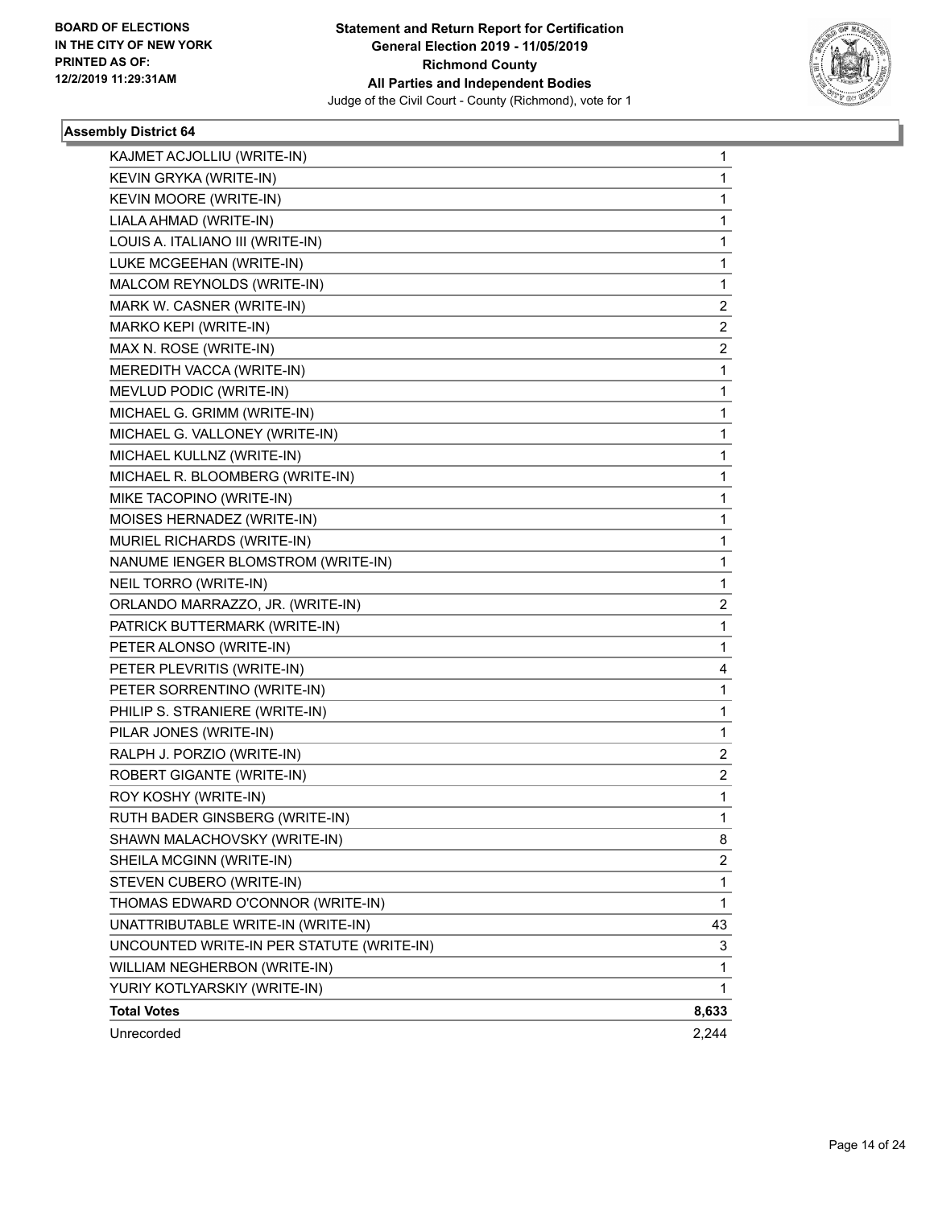BOARD OF ELECTIONS
IN THE CITY OF NEW YORK
PRINTED AS OF:
12/2/2019 11:29:31AM

**Statement and Return Report for Certification**
**General Election 2019 - 11/05/2019**
**Richmond County**
**All Parties and Independent Bodies**
Judge of the Civil Court - County (Richmond), vote for 1

### Assembly District 64

| | |
|---|---|
| KAJMET ACJOLLIU (WRITE-IN) | 1 |
| KEVIN GRYKA (WRITE-IN) | 1 |
| KEVIN MOORE (WRITE-IN) | 1 |
| LIALA AHMAD (WRITE-IN) | 1 |
| LOUIS A. ITALIANO III (WRITE-IN) | 1 |
| LUKE MCGEEHAN (WRITE-IN) | 1 |
| MALCOM REYNOLDS (WRITE-IN) | 1 |
| MARK W. CASNER (WRITE-IN) | 2 |
| MARKO KEPI (WRITE-IN) | 2 |
| MAX N. ROSE (WRITE-IN) | 2 |
| MEREDITH VACCA (WRITE-IN) | 1 |
| MEVLUD PODIC (WRITE-IN) | 1 |
| MICHAEL G. GRIMM (WRITE-IN) | 1 |
| MICHAEL G. VALLONEY (WRITE-IN) | 1 |
| MICHAEL KULLNZ (WRITE-IN) | 1 |
| MICHAEL R. BLOOMBERG (WRITE-IN) | 1 |
| MIKE TACOPINO (WRITE-IN) | 1 |
| MOISES HERNADEZ (WRITE-IN) | 1 |
| MURIEL RICHARDS (WRITE-IN) | 1 |
| NANUME IENGER BLOMSTROM (WRITE-IN) | 1 |
| NEIL TORRO (WRITE-IN) | 1 |
| ORLANDO MARRAZZO, JR. (WRITE-IN) | 2 |
| PATRICK BUTTERMARK (WRITE-IN) | 1 |
| PETER ALONSO (WRITE-IN) | 1 |
| PETER PLEVRITIS (WRITE-IN) | 4 |
| PETER SORRENTINO (WRITE-IN) | 1 |
| PHILIP S. STRANIERE (WRITE-IN) | 1 |
| PILAR JONES (WRITE-IN) | 1 |
| RALPH J. PORZIO (WRITE-IN) | 2 |
| ROBERT GIGANTE (WRITE-IN) | 2 |
| ROY KOSHY (WRITE-IN) | 1 |
| RUTH BADER GINSBERG (WRITE-IN) | 1 |
| SHAWN MALACHOVSKY (WRITE-IN) | 8 |
| SHEILA MCGINN (WRITE-IN) | 2 |
| STEVEN CUBERO (WRITE-IN) | 1 |
| THOMAS EDWARD O'CONNOR (WRITE-IN) | 1 |
| UNATTRIBUTABLE WRITE-IN (WRITE-IN) | 43 |
| UNCOUNTED WRITE-IN PER STATUTE (WRITE-IN) | 3 |
| WILLIAM NEGHERBON (WRITE-IN) | 1 |
| YURIY KOTLYARSKIY (WRITE-IN) | 1 |
| **Total Votes** | **8,633** |
| Unrecorded | 2,244 |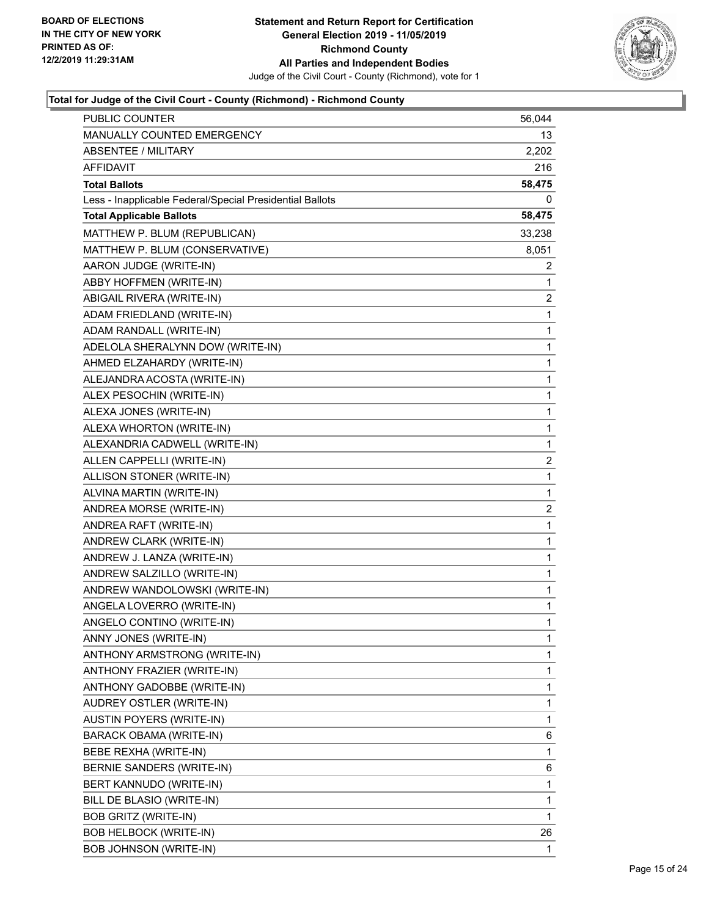**Statement and Return Report for Certification**
**General Election 2019 - 11/05/2019**
**Richmond County**
**All Parties and Independent Bodies**
Judge of the Civil Court - County (Richmond), vote for 1

BOARD OF ELECTIONS
IN THE CITY OF NEW YORK
PRINTED AS OF:
12/2/2019 11:29:31AM

### Total for Judge of the Civil Court - County (Richmond) - Richmond County

| | |
|---|---|
| PUBLIC COUNTER | 56,044 |
| MANUALLY COUNTED EMERGENCY | 13 |
| ABSENTEE / MILITARY | 2,202 |
| AFFIDAVIT | 216 |
| **Total Ballots** | **58,475** |
| Less - Inapplicable Federal/Special Presidential Ballots | 0 |
| **Total Applicable Ballots** | **58,475** |
| MATTHEW P. BLUM (REPUBLICAN) | 33,238 |
| MATTHEW P. BLUM (CONSERVATIVE) | 8,051 |
| AARON JUDGE (WRITE-IN) | 2 |
| ABBY HOFFMEN (WRITE-IN) | 1 |
| ABIGAIL RIVERA (WRITE-IN) | 2 |
| ADAM FRIEDLAND (WRITE-IN) | 1 |
| ADAM RANDALL (WRITE-IN) | 1 |
| ADELOLA SHERALYNN DOW (WRITE-IN) | 1 |
| AHMED ELZAHARDY (WRITE-IN) | 1 |
| ALEJANDRA ACOSTA (WRITE-IN) | 1 |
| ALEX PESOCHIN (WRITE-IN) | 1 |
| ALEXA JONES (WRITE-IN) | 1 |
| ALEXA WHORTON (WRITE-IN) | 1 |
| ALEXANDRIA CADWELL (WRITE-IN) | 1 |
| ALLEN CAPPELLI (WRITE-IN) | 2 |
| ALLISON STONER (WRITE-IN) | 1 |
| ALVINA MARTIN (WRITE-IN) | 1 |
| ANDREA MORSE (WRITE-IN) | 2 |
| ANDREA RAFT (WRITE-IN) | 1 |
| ANDREW CLARK (WRITE-IN) | 1 |
| ANDREW J. LANZA (WRITE-IN) | 1 |
| ANDREW SALZILLO (WRITE-IN) | 1 |
| ANDREW WANDOLOWSKI (WRITE-IN) | 1 |
| ANGELA LOVERRO (WRITE-IN) | 1 |
| ANGELO CONTINO (WRITE-IN) | 1 |
| ANNY JONES (WRITE-IN) | 1 |
| ANTHONY ARMSTRONG (WRITE-IN) | 1 |
| ANTHONY FRAZIER (WRITE-IN) | 1 |
| ANTHONY GADOBBE (WRITE-IN) | 1 |
| AUDREY OSTLER (WRITE-IN) | 1 |
| AUSTIN POYERS (WRITE-IN) | 1 |
| BARACK OBAMA (WRITE-IN) | 6 |
| BEBE REXHA (WRITE-IN) | 1 |
| BERNIE SANDERS (WRITE-IN) | 6 |
| BERT KANNUDO (WRITE-IN) | 1 |
| BILL DE BLASIO (WRITE-IN) | 1 |
| BOB GRITZ (WRITE-IN) | 1 |
| BOB HELBOCK (WRITE-IN) | 26 |
| BOB JOHNSON (WRITE-IN) | 1 |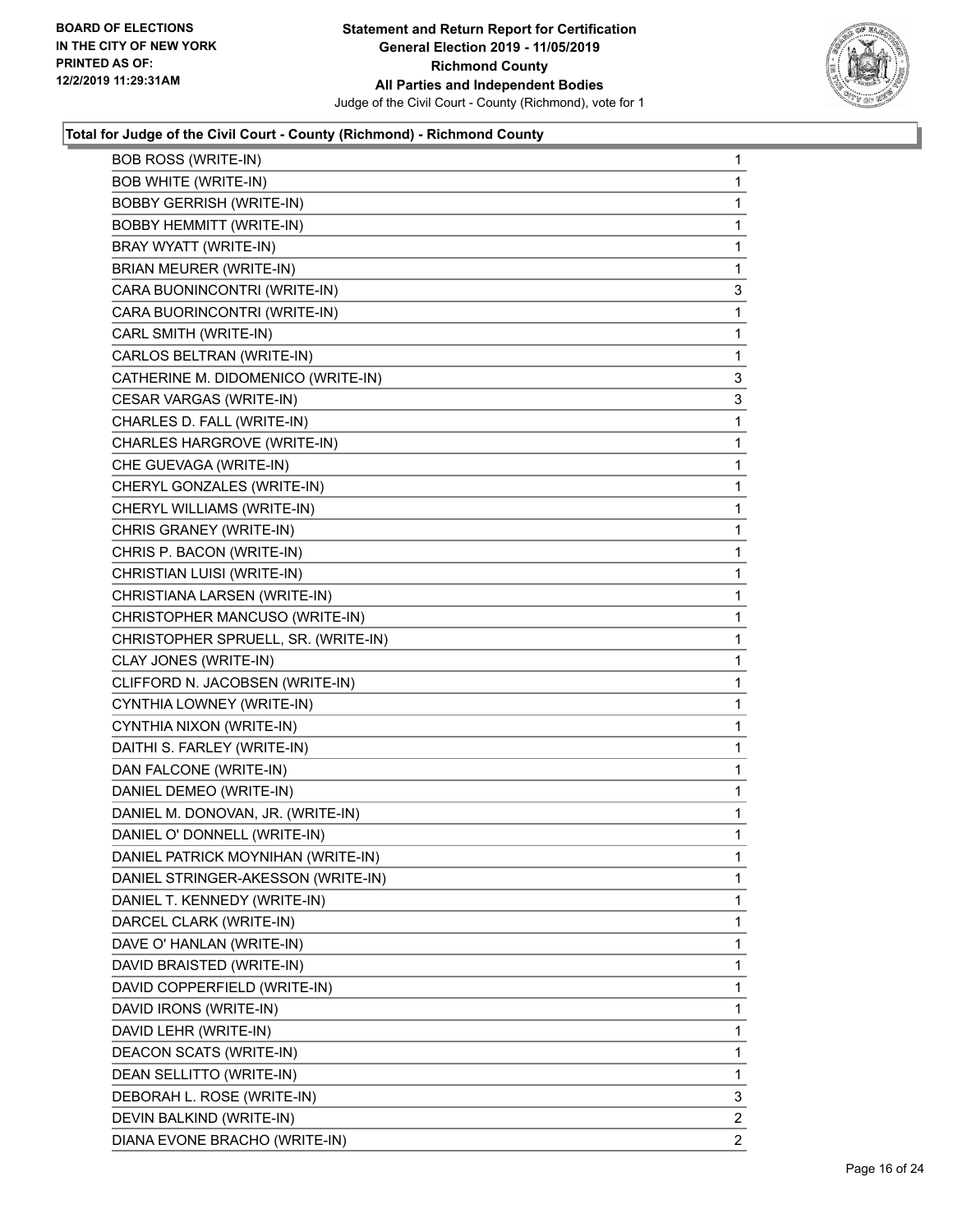**BOARD OF ELECTIONS IN THE CITY OF NEW YORK PRINTED AS OF: 12/2/2019 11:29:31AM**

**Statement and Return Report for Certification General Election 2019 - 11/05/2019 Richmond County All Parties and Independent Bodies**

Judge of the Civil Court - County (Richmond), vote for 1

### Total for Judge of the Civil Court - County (Richmond) - Richmond County

| Candidate | Votes |
|---|---|
| BOB ROSS (WRITE-IN) | 1 |
| BOB WHITE (WRITE-IN) | 1 |
| BOBBY GERRISH (WRITE-IN) | 1 |
| BOBBY HEMMITT (WRITE-IN) | 1 |
| BRAY WYATT (WRITE-IN) | 1 |
| BRIAN MEURER (WRITE-IN) | 1 |
| CARA BUONINCONTRI (WRITE-IN) | 3 |
| CARA BUORINCONTRI (WRITE-IN) | 1 |
| CARL SMITH (WRITE-IN) | 1 |
| CARLOS BELTRAN (WRITE-IN) | 1 |
| CATHERINE M. DIDOMENICO (WRITE-IN) | 3 |
| CESAR VARGAS (WRITE-IN) | 3 |
| CHARLES D. FALL (WRITE-IN) | 1 |
| CHARLES HARGROVE (WRITE-IN) | 1 |
| CHE GUEVAGA (WRITE-IN) | 1 |
| CHERYL GONZALES (WRITE-IN) | 1 |
| CHERYL WILLIAMS (WRITE-IN) | 1 |
| CHRIS GRANEY (WRITE-IN) | 1 |
| CHRIS P. BACON (WRITE-IN) | 1 |
| CHRISTIAN LUISI (WRITE-IN) | 1 |
| CHRISTIANA LARSEN (WRITE-IN) | 1 |
| CHRISTOPHER MANCUSO (WRITE-IN) | 1 |
| CHRISTOPHER SPRUELL, SR. (WRITE-IN) | 1 |
| CLAY JONES (WRITE-IN) | 1 |
| CLIFFORD N. JACOBSEN (WRITE-IN) | 1 |
| CYNTHIA LOWNEY (WRITE-IN) | 1 |
| CYNTHIA NIXON (WRITE-IN) | 1 |
| DAITHI S. FARLEY (WRITE-IN) | 1 |
| DAN FALCONE (WRITE-IN) | 1 |
| DANIEL DEMEO (WRITE-IN) | 1 |
| DANIEL M. DONOVAN, JR. (WRITE-IN) | 1 |
| DANIEL O' DONNELL (WRITE-IN) | 1 |
| DANIEL PATRICK MOYNIHAN (WRITE-IN) | 1 |
| DANIEL STRINGER-AKESSON (WRITE-IN) | 1 |
| DANIEL T. KENNEDY (WRITE-IN) | 1 |
| DARCEL CLARK (WRITE-IN) | 1 |
| DAVE O' HANLAN (WRITE-IN) | 1 |
| DAVID BRAISTED (WRITE-IN) | 1 |
| DAVID COPPERFIELD (WRITE-IN) | 1 |
| DAVID IRONS (WRITE-IN) | 1 |
| DAVID LEHR (WRITE-IN) | 1 |
| DEACON SCATS (WRITE-IN) | 1 |
| DEAN SELLITTO (WRITE-IN) | 1 |
| DEBORAH L. ROSE (WRITE-IN) | 3 |
| DEVIN BALKIND (WRITE-IN) | 2 |
| DIANA EVONE BRACHO (WRITE-IN) | 2 |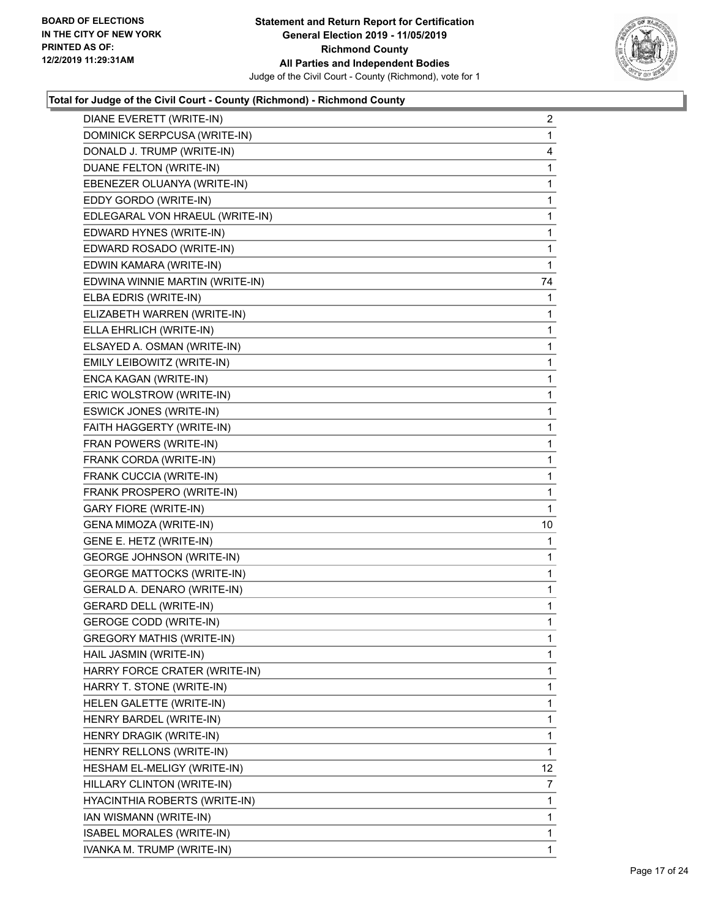BOARD OF ELECTIONS
IN THE CITY OF NEW YORK
PRINTED AS OF:
12/2/2019 11:29:31AM

**Statement and Return Report for Certification**
**General Election 2019 - 11/05/2019**
**Richmond County**
**All Parties and Independent Bodies**
Judge of the Civil Court - County (Richmond), vote for 1

### Total for Judge of the Civil Court - County (Richmond) - Richmond County

| Candidate | Votes |
|---|---|
| DIANE EVERETT (WRITE-IN) | 2 |
| DOMINICK SERPCUSA (WRITE-IN) | 1 |
| DONALD J. TRUMP (WRITE-IN) | 4 |
| DUANE FELTON (WRITE-IN) | 1 |
| EBENEZER OLUANYA (WRITE-IN) | 1 |
| EDDY GORDO (WRITE-IN) | 1 |
| EDLEGARAL VON HRAEUL (WRITE-IN) | 1 |
| EDWARD HYNES (WRITE-IN) | 1 |
| EDWARD ROSADO (WRITE-IN) | 1 |
| EDWIN KAMARA (WRITE-IN) | 1 |
| EDWINA WINNIE MARTIN (WRITE-IN) | 74 |
| ELBA EDRIS (WRITE-IN) | 1 |
| ELIZABETH WARREN (WRITE-IN) | 1 |
| ELLA EHRLICH (WRITE-IN) | 1 |
| ELSAYED A. OSMAN (WRITE-IN) | 1 |
| EMILY LEIBOWITZ (WRITE-IN) | 1 |
| ENCA KAGAN (WRITE-IN) | 1 |
| ERIC WOLSTROW (WRITE-IN) | 1 |
| ESWICK JONES (WRITE-IN) | 1 |
| FAITH HAGGERTY (WRITE-IN) | 1 |
| FRAN POWERS (WRITE-IN) | 1 |
| FRANK CORDA (WRITE-IN) | 1 |
| FRANK CUCCIA (WRITE-IN) | 1 |
| FRANK PROSPERO (WRITE-IN) | 1 |
| GARY FIORE (WRITE-IN) | 1 |
| GENA MIMOZA (WRITE-IN) | 10 |
| GENE E. HETZ (WRITE-IN) | 1 |
| GEORGE JOHNSON (WRITE-IN) | 1 |
| GEORGE MATTOCKS (WRITE-IN) | 1 |
| GERALD A. DENARO (WRITE-IN) | 1 |
| GERARD DELL (WRITE-IN) | 1 |
| GEROGE CODD (WRITE-IN) | 1 |
| GREGORY MATHIS (WRITE-IN) | 1 |
| HAIL JASMIN (WRITE-IN) | 1 |
| HARRY FORCE CRATER (WRITE-IN) | 1 |
| HARRY T. STONE (WRITE-IN) | 1 |
| HELEN GALETTE (WRITE-IN) | 1 |
| HENRY BARDEL (WRITE-IN) | 1 |
| HENRY DRAGIK (WRITE-IN) | 1 |
| HENRY RELLONS (WRITE-IN) | 1 |
| HESHAM EL-MELIGY (WRITE-IN) | 12 |
| HILLARY CLINTON (WRITE-IN) | 7 |
| HYACINTHIA ROBERTS (WRITE-IN) | 1 |
| IAN WISMANN (WRITE-IN) | 1 |
| ISABEL MORALES (WRITE-IN) | 1 |
| IVANKA M. TRUMP (WRITE-IN) | 1 |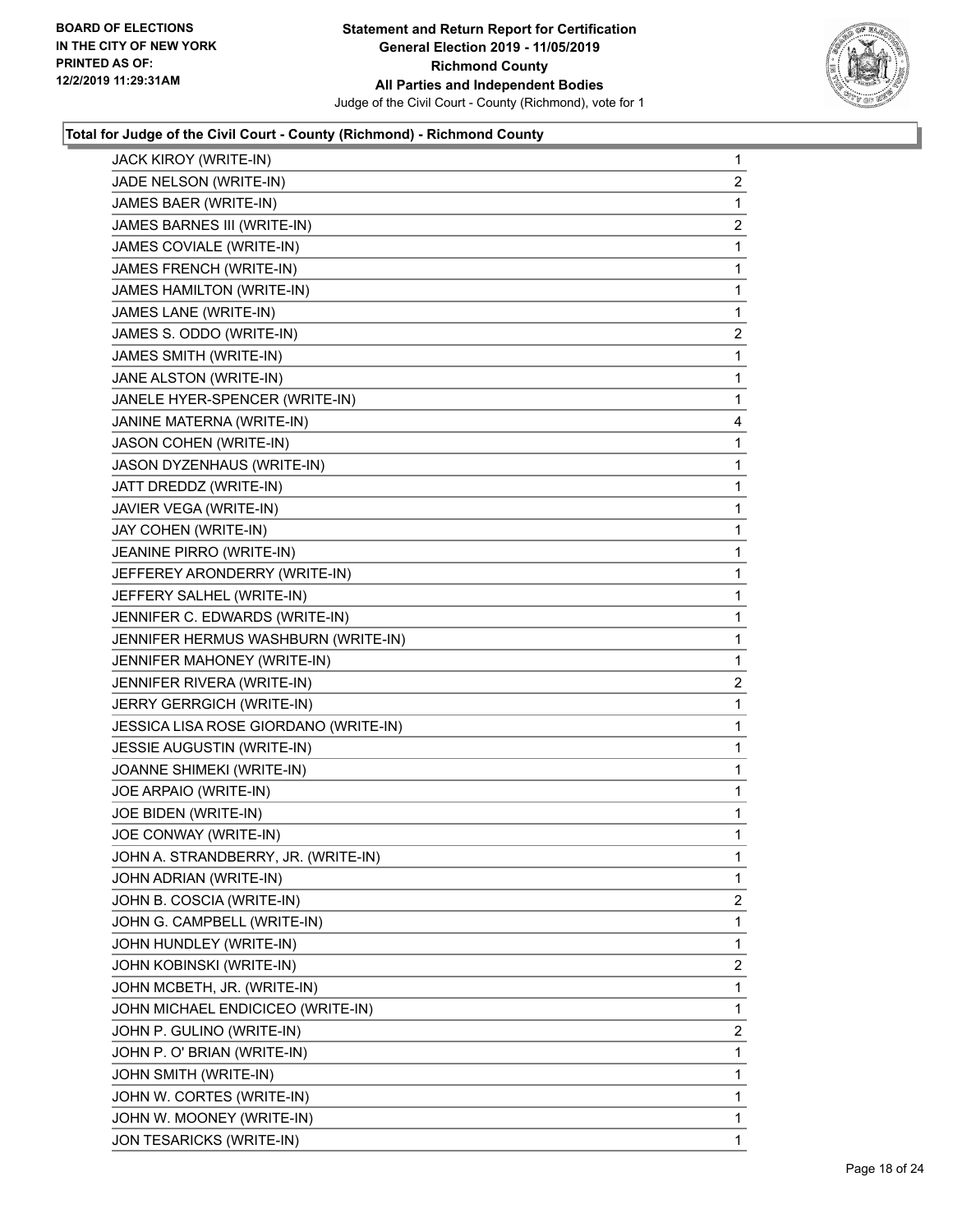### Total for Judge of the Civil Court - County (Richmond) - Richmond County

| Candidate | Votes |
|---|---|
| JACK KIROY (WRITE-IN) | 1 |
| JADE NELSON (WRITE-IN) | 2 |
| JAMES BAER (WRITE-IN) | 1 |
| JAMES BARNES III (WRITE-IN) | 2 |
| JAMES COVIALE (WRITE-IN) | 1 |
| JAMES FRENCH (WRITE-IN) | 1 |
| JAMES HAMILTON (WRITE-IN) | 1 |
| JAMES LANE (WRITE-IN) | 1 |
| JAMES S. ODDO (WRITE-IN) | 2 |
| JAMES SMITH (WRITE-IN) | 1 |
| JANE ALSTON (WRITE-IN) | 1 |
| JANELE HYER-SPENCER (WRITE-IN) | 1 |
| JANINE MATERNA (WRITE-IN) | 4 |
| JASON COHEN (WRITE-IN) | 1 |
| JASON DYZENHAUS (WRITE-IN) | 1 |
| JATT DREDDZ (WRITE-IN) | 1 |
| JAVIER VEGA (WRITE-IN) | 1 |
| JAY COHEN (WRITE-IN) | 1 |
| JEANINE PIRRO (WRITE-IN) | 1 |
| JEFFEREY ARONDERRY (WRITE-IN) | 1 |
| JEFFERY SALHEL (WRITE-IN) | 1 |
| JENNIFER C. EDWARDS (WRITE-IN) | 1 |
| JENNIFER HERMUS WASHBURN (WRITE-IN) | 1 |
| JENNIFER MAHONEY (WRITE-IN) | 1 |
| JENNIFER RIVERA (WRITE-IN) | 2 |
| JERRY GERRGICH (WRITE-IN) | 1 |
| JESSICA LISA ROSE GIORDANO (WRITE-IN) | 1 |
| JESSIE AUGUSTIN (WRITE-IN) | 1 |
| JOANNE SHIMEKI (WRITE-IN) | 1 |
| JOE ARPAIO (WRITE-IN) | 1 |
| JOE BIDEN (WRITE-IN) | 1 |
| JOE CONWAY (WRITE-IN) | 1 |
| JOHN A. STRANDBERRY, JR. (WRITE-IN) | 1 |
| JOHN ADRIAN (WRITE-IN) | 1 |
| JOHN B. COSCIA (WRITE-IN) | 2 |
| JOHN G. CAMPBELL (WRITE-IN) | 1 |
| JOHN HUNDLEY (WRITE-IN) | 1 |
| JOHN KOBINSKI (WRITE-IN) | 2 |
| JOHN MCBETH, JR. (WRITE-IN) | 1 |
| JOHN MICHAEL ENDICICEO (WRITE-IN) | 1 |
| JOHN P. GULINO (WRITE-IN) | 2 |
| JOHN P. O' BRIAN (WRITE-IN) | 1 |
| JOHN SMITH (WRITE-IN) | 1 |
| JOHN W. CORTES (WRITE-IN) | 1 |
| JOHN W. MOONEY (WRITE-IN) | 1 |
| JON TESARICKS (WRITE-IN) | 1 |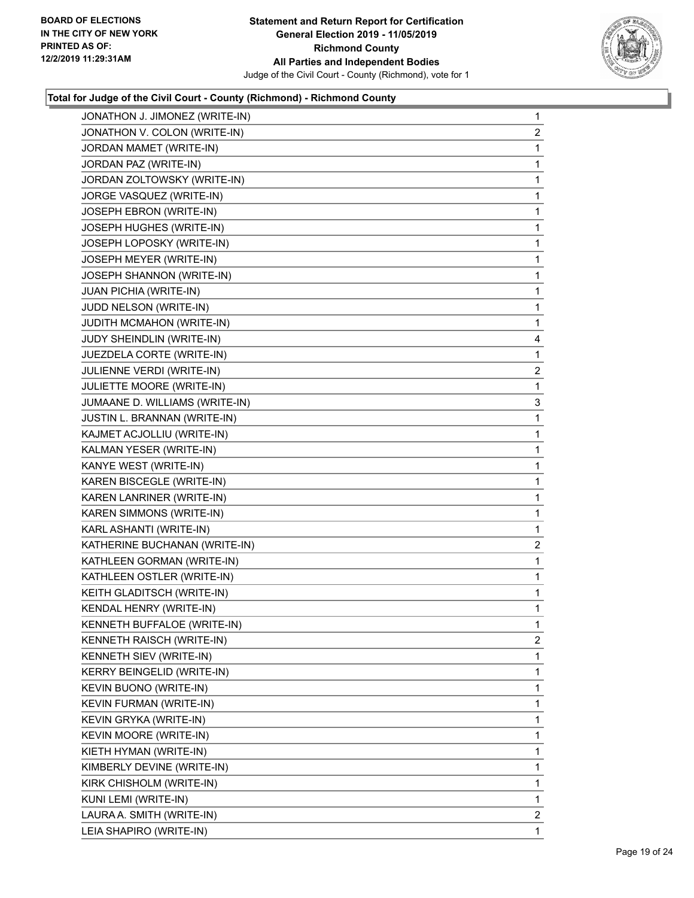BOARD OF ELECTIONS
IN THE CITY OF NEW YORK
PRINTED AS OF:
12/2/2019 11:29:31AM

**Statement and Return Report for Certification**
**General Election 2019 - 11/05/2019**
**Richmond County**
**All Parties and Independent Bodies**
Judge of the Civil Court - County (Richmond), vote for 1

### Total for Judge of the Civil Court - County (Richmond) - Richmond County

| Candidate | Votes |
|---|---|
| JONATHON J. JIMONEZ (WRITE-IN) | 1 |
| JONATHON V. COLON (WRITE-IN) | 2 |
| JORDAN MAMET (WRITE-IN) | 1 |
| JORDAN PAZ (WRITE-IN) | 1 |
| JORDAN ZOLTOWSKY (WRITE-IN) | 1 |
| JORGE VASQUEZ (WRITE-IN) | 1 |
| JOSEPH EBRON (WRITE-IN) | 1 |
| JOSEPH HUGHES (WRITE-IN) | 1 |
| JOSEPH LOPOSKY (WRITE-IN) | 1 |
| JOSEPH MEYER (WRITE-IN) | 1 |
| JOSEPH SHANNON (WRITE-IN) | 1 |
| JUAN PICHIA (WRITE-IN) | 1 |
| JUDD NELSON (WRITE-IN) | 1 |
| JUDITH MCMAHON (WRITE-IN) | 1 |
| JUDY SHEINDLIN (WRITE-IN) | 4 |
| JUEZDELA CORTE (WRITE-IN) | 1 |
| JULIENNE VERDI (WRITE-IN) | 2 |
| JULIETTE MOORE (WRITE-IN) | 1 |
| JUMAANE D. WILLIAMS (WRITE-IN) | 3 |
| JUSTIN L. BRANNAN (WRITE-IN) | 1 |
| KAJMET ACJOLLIU (WRITE-IN) | 1 |
| KALMAN YESER (WRITE-IN) | 1 |
| KANYE WEST (WRITE-IN) | 1 |
| KAREN BISCEGLE (WRITE-IN) | 1 |
| KAREN LANRINER (WRITE-IN) | 1 |
| KAREN SIMMONS (WRITE-IN) | 1 |
| KARL ASHANTI (WRITE-IN) | 1 |
| KATHERINE BUCHANAN (WRITE-IN) | 2 |
| KATHLEEN GORMAN (WRITE-IN) | 1 |
| KATHLEEN OSTLER (WRITE-IN) | 1 |
| KEITH GLADITSCH (WRITE-IN) | 1 |
| KENDAL HENRY (WRITE-IN) | 1 |
| KENNETH BUFFALOE (WRITE-IN) | 1 |
| KENNETH RAISCH (WRITE-IN) | 2 |
| KENNETH SIEV (WRITE-IN) | 1 |
| KERRY BEINGELID (WRITE-IN) | 1 |
| KEVIN BUONO (WRITE-IN) | 1 |
| KEVIN FURMAN (WRITE-IN) | 1 |
| KEVIN GRYKA (WRITE-IN) | 1 |
| KEVIN MOORE (WRITE-IN) | 1 |
| KIETH HYMAN (WRITE-IN) | 1 |
| KIMBERLY DEVINE (WRITE-IN) | 1 |
| KIRK CHISHOLM (WRITE-IN) | 1 |
| KUNI LEMI (WRITE-IN) | 1 |
| LAURA A. SMITH (WRITE-IN) | 2 |
| LEIA SHAPIRO (WRITE-IN) | 1 |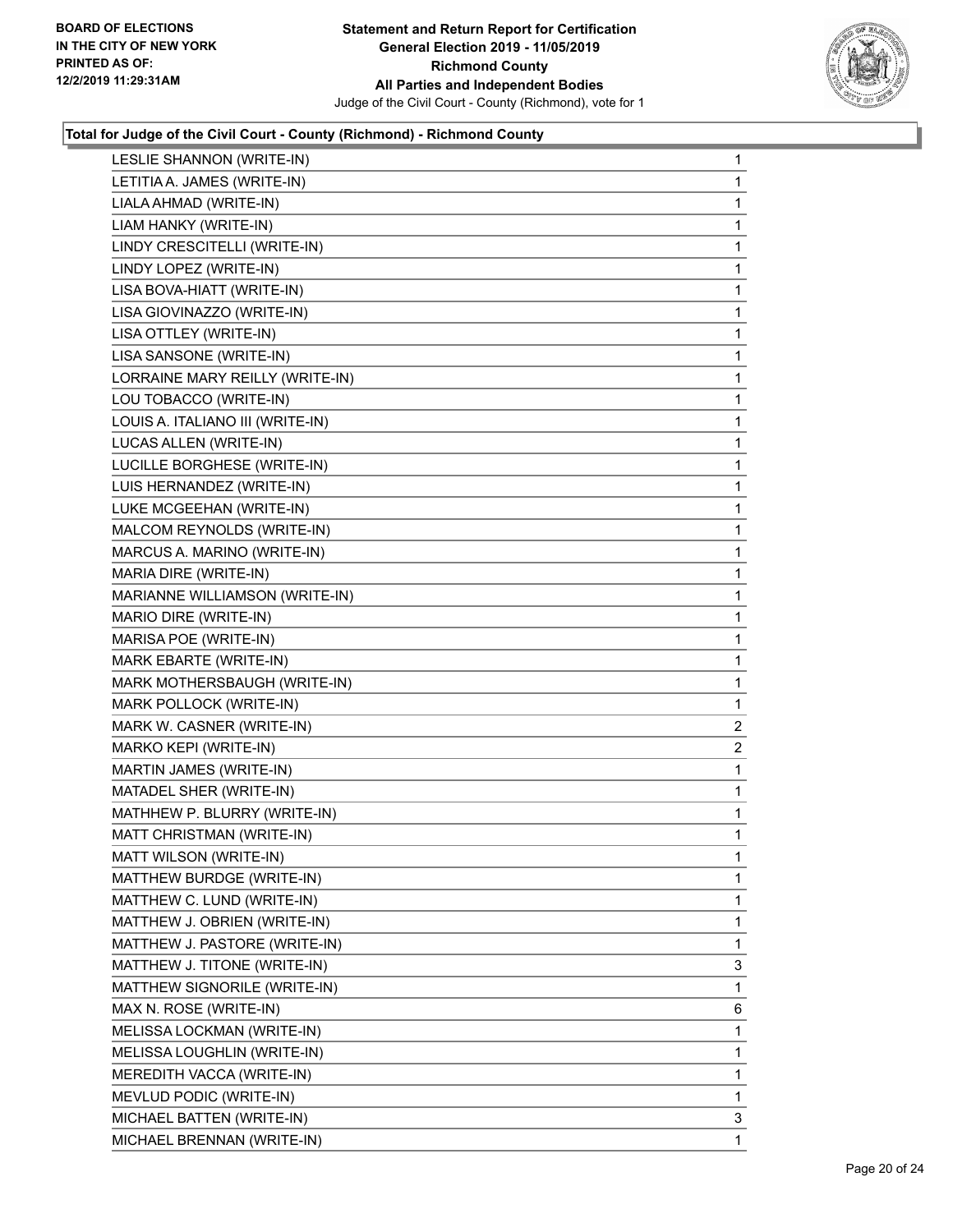BOARD OF ELECTIONS
IN THE CITY OF NEW YORK
PRINTED AS OF:
12/2/2019 11:29:31AM

**Statement and Return Report for Certification**
**General Election 2019 - 11/05/2019**
**Richmond County**
**All Parties and Independent Bodies**
Judge of the Civil Court - County (Richmond), vote for 1

### Total for Judge of the Civil Court - County (Richmond) - Richmond County

| | |
|---|---|
| LESLIE SHANNON (WRITE-IN) | 1 |
| LETITIA A. JAMES (WRITE-IN) | 1 |
| LIALA AHMAD (WRITE-IN) | 1 |
| LIAM HANKY (WRITE-IN) | 1 |
| LINDY CRESCITELLI (WRITE-IN) | 1 |
| LINDY LOPEZ (WRITE-IN) | 1 |
| LISA BOVA-HIATT (WRITE-IN) | 1 |
| LISA GIOVINAZZO (WRITE-IN) | 1 |
| LISA OTTLEY (WRITE-IN) | 1 |
| LISA SANSONE (WRITE-IN) | 1 |
| LORRAINE MARY REILLY (WRITE-IN) | 1 |
| LOU TOBACCO (WRITE-IN) | 1 |
| LOUIS A. ITALIANO III (WRITE-IN) | 1 |
| LUCAS ALLEN (WRITE-IN) | 1 |
| LUCILLE BORGHESE (WRITE-IN) | 1 |
| LUIS HERNANDEZ (WRITE-IN) | 1 |
| LUKE MCGEEHAN (WRITE-IN) | 1 |
| MALCOM REYNOLDS (WRITE-IN) | 1 |
| MARCUS A. MARINO (WRITE-IN) | 1 |
| MARIA DIRE (WRITE-IN) | 1 |
| MARIANNE WILLIAMSON (WRITE-IN) | 1 |
| MARIO DIRE (WRITE-IN) | 1 |
| MARISA POE (WRITE-IN) | 1 |
| MARK EBARTE (WRITE-IN) | 1 |
| MARK MOTHERSBAUGH (WRITE-IN) | 1 |
| MARK POLLOCK (WRITE-IN) | 1 |
| MARK W. CASNER (WRITE-IN) | 2 |
| MARKO KEPI (WRITE-IN) | 2 |
| MARTIN JAMES (WRITE-IN) | 1 |
| MATADEL SHER (WRITE-IN) | 1 |
| MATHHEW P. BLURRY (WRITE-IN) | 1 |
| MATT CHRISTMAN (WRITE-IN) | 1 |
| MATT WILSON (WRITE-IN) | 1 |
| MATTHEW BURDGE (WRITE-IN) | 1 |
| MATTHEW C. LUND (WRITE-IN) | 1 |
| MATTHEW J. OBRIEN (WRITE-IN) | 1 |
| MATTHEW J. PASTORE (WRITE-IN) | 1 |
| MATTHEW J. TITONE (WRITE-IN) | 3 |
| MATTHEW SIGNORILE (WRITE-IN) | 1 |
| MAX N. ROSE (WRITE-IN) | 6 |
| MELISSA LOCKMAN (WRITE-IN) | 1 |
| MELISSA LOUGHLIN (WRITE-IN) | 1 |
| MEREDITH VACCA (WRITE-IN) | 1 |
| MEVLUD PODIC (WRITE-IN) | 1 |
| MICHAEL BATTEN (WRITE-IN) | 3 |
| MICHAEL BRENNAN (WRITE-IN) | 1 |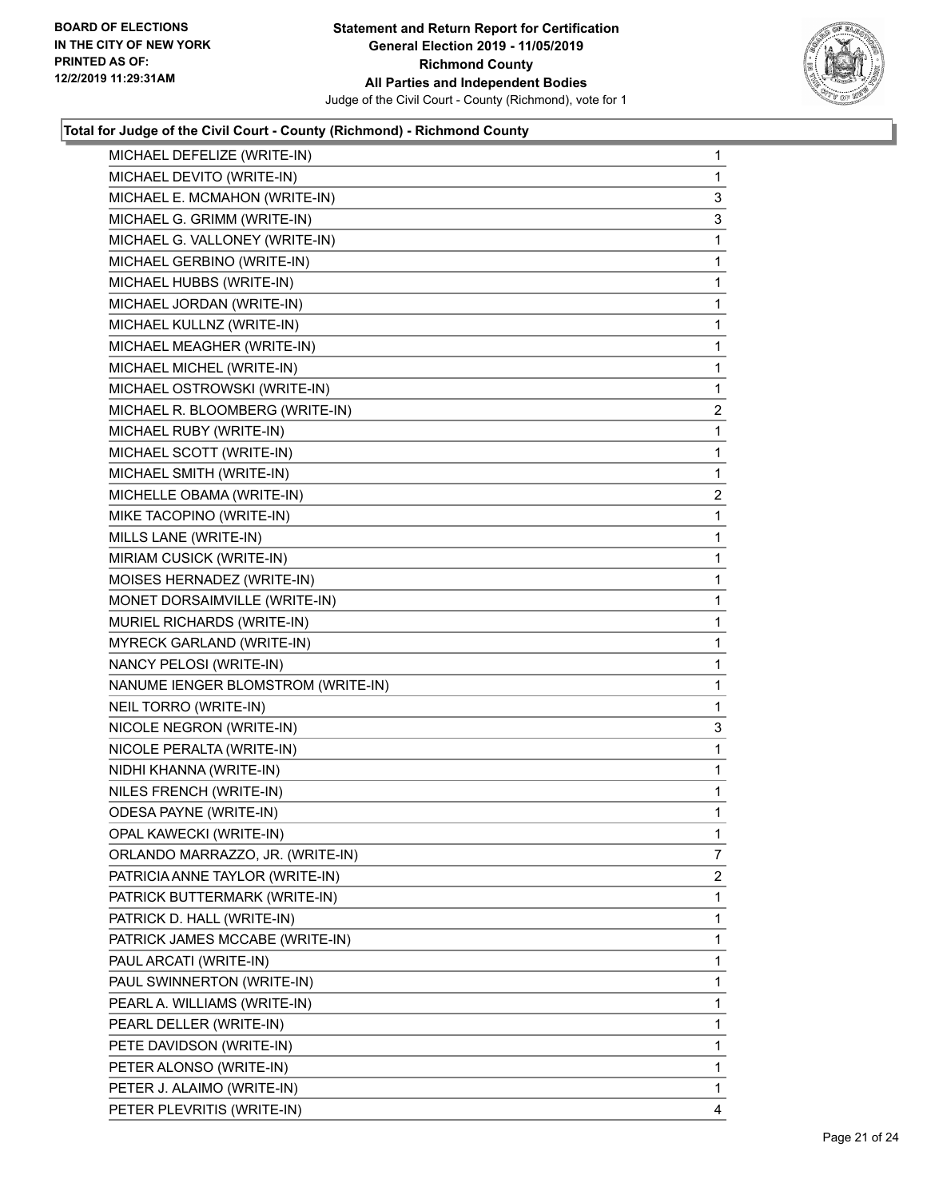**Statement and Return Report for Certification**
**General Election 2019 - 11/05/2019**
**Richmond County**
**All Parties and Independent Bodies**
Judge of the Civil Court - County (Richmond), vote for 1

BOARD OF ELECTIONS
IN THE CITY OF NEW YORK
PRINTED AS OF:
12/2/2019 11:29:31AM

### Total for Judge of the Civil Court - County (Richmond) - Richmond County

| Candidate | Votes |
|---|---|
| MICHAEL DEFELIZE (WRITE-IN) | 1 |
| MICHAEL DEVITO (WRITE-IN) | 1 |
| MICHAEL E. MCMAHON (WRITE-IN) | 3 |
| MICHAEL G. GRIMM (WRITE-IN) | 3 |
| MICHAEL G. VALLONEY (WRITE-IN) | 1 |
| MICHAEL GERBINO (WRITE-IN) | 1 |
| MICHAEL HUBBS (WRITE-IN) | 1 |
| MICHAEL JORDAN (WRITE-IN) | 1 |
| MICHAEL KULLNZ (WRITE-IN) | 1 |
| MICHAEL MEAGHER (WRITE-IN) | 1 |
| MICHAEL MICHEL (WRITE-IN) | 1 |
| MICHAEL OSTROWSKI (WRITE-IN) | 1 |
| MICHAEL R. BLOOMBERG (WRITE-IN) | 2 |
| MICHAEL RUBY (WRITE-IN) | 1 |
| MICHAEL SCOTT (WRITE-IN) | 1 |
| MICHAEL SMITH (WRITE-IN) | 1 |
| MICHELLE OBAMA (WRITE-IN) | 2 |
| MIKE TACOPINO (WRITE-IN) | 1 |
| MILLS LANE (WRITE-IN) | 1 |
| MIRIAM CUSICK (WRITE-IN) | 1 |
| MOISES HERNADEZ (WRITE-IN) | 1 |
| MONET DORSAIMVILLE (WRITE-IN) | 1 |
| MURIEL RICHARDS (WRITE-IN) | 1 |
| MYRECK GARLAND (WRITE-IN) | 1 |
| NANCY PELOSI (WRITE-IN) | 1 |
| NANUME IENGER BLOMSTROM (WRITE-IN) | 1 |
| NEIL TORRO (WRITE-IN) | 1 |
| NICOLE NEGRON (WRITE-IN) | 3 |
| NICOLE PERALTA (WRITE-IN) | 1 |
| NIDHI KHANNA (WRITE-IN) | 1 |
| NILES FRENCH (WRITE-IN) | 1 |
| ODESA PAYNE (WRITE-IN) | 1 |
| OPAL KAWECKI (WRITE-IN) | 1 |
| ORLANDO MARRAZZO, JR. (WRITE-IN) | 7 |
| PATRICIA ANNE TAYLOR (WRITE-IN) | 2 |
| PATRICK BUTTERMARK (WRITE-IN) | 1 |
| PATRICK D. HALL (WRITE-IN) | 1 |
| PATRICK JAMES MCCABE (WRITE-IN) | 1 |
| PAUL ARCATI (WRITE-IN) | 1 |
| PAUL SWINNERTON (WRITE-IN) | 1 |
| PEARL A. WILLIAMS (WRITE-IN) | 1 |
| PEARL DELLER (WRITE-IN) | 1 |
| PETE DAVIDSON (WRITE-IN) | 1 |
| PETER ALONSO (WRITE-IN) | 1 |
| PETER J. ALAIMO (WRITE-IN) | 1 |
| PETER PLEVRITIS (WRITE-IN) | 4 |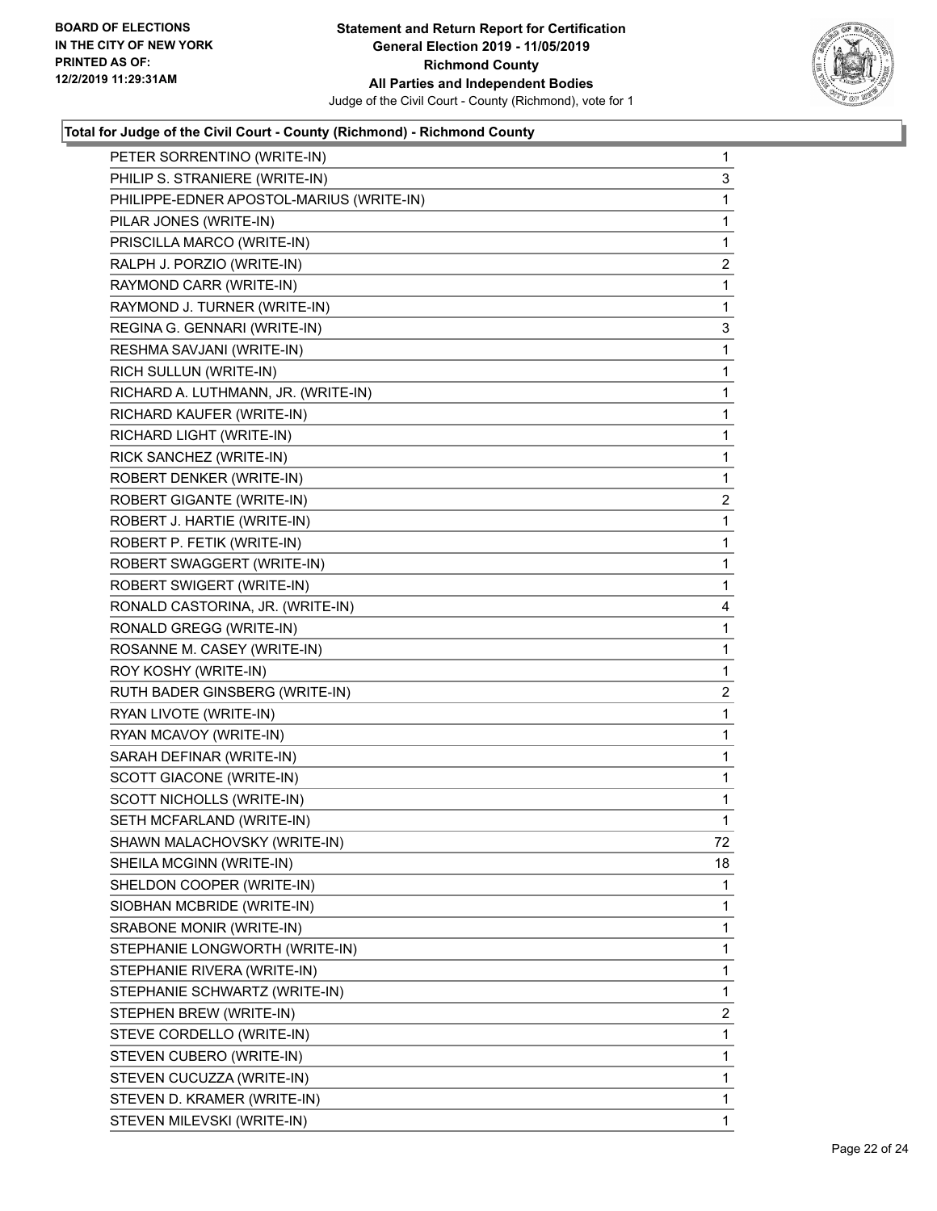**BOARD OF ELECTIONS IN THE CITY OF NEW YORK PRINTED AS OF: 12/2/2019 11:29:31AM**

**Statement and Return Report for Certification General Election 2019 - 11/05/2019 Richmond County All Parties and Independent Bodies**

Judge of the Civil Court - County (Richmond), vote for 1

### Total for Judge of the Civil Court - County (Richmond) - Richmond County

| | |
|---|---|
| PETER SORRENTINO (WRITE-IN) | 1 |
| PHILIP S. STRANIERE (WRITE-IN) | 3 |
| PHILIPPE-EDNER APOSTOL-MARIUS (WRITE-IN) | 1 |
| PILAR JONES (WRITE-IN) | 1 |
| PRISCILLA MARCO (WRITE-IN) | 1 |
| RALPH J. PORZIO (WRITE-IN) | 2 |
| RAYMOND CARR (WRITE-IN) | 1 |
| RAYMOND J. TURNER (WRITE-IN) | 1 |
| REGINA G. GENNARI (WRITE-IN) | 3 |
| RESHMA SAVJANI (WRITE-IN) | 1 |
| RICH SULLUN (WRITE-IN) | 1 |
| RICHARD A. LUTHMANN, JR. (WRITE-IN) | 1 |
| RICHARD KAUFER (WRITE-IN) | 1 |
| RICHARD LIGHT (WRITE-IN) | 1 |
| RICK SANCHEZ (WRITE-IN) | 1 |
| ROBERT DENKER (WRITE-IN) | 1 |
| ROBERT GIGANTE (WRITE-IN) | 2 |
| ROBERT J. HARTIE (WRITE-IN) | 1 |
| ROBERT P. FETIK (WRITE-IN) | 1 |
| ROBERT SWAGGERT (WRITE-IN) | 1 |
| ROBERT SWIGERT (WRITE-IN) | 1 |
| RONALD CASTORINA, JR. (WRITE-IN) | 4 |
| RONALD GREGG (WRITE-IN) | 1 |
| ROSANNE M. CASEY (WRITE-IN) | 1 |
| ROY KOSHY (WRITE-IN) | 1 |
| RUTH BADER GINSBERG (WRITE-IN) | 2 |
| RYAN LIVOTE (WRITE-IN) | 1 |
| RYAN MCAVOY (WRITE-IN) | 1 |
| SARAH DEFINAR (WRITE-IN) | 1 |
| SCOTT GIACONE (WRITE-IN) | 1 |
| SCOTT NICHOLLS (WRITE-IN) | 1 |
| SETH MCFARLAND (WRITE-IN) | 1 |
| SHAWN MALACHOVSKY (WRITE-IN) | 72 |
| SHEILA MCGINN (WRITE-IN) | 18 |
| SHELDON COOPER (WRITE-IN) | 1 |
| SIOBHAN MCBRIDE (WRITE-IN) | 1 |
| SRABONE MONIR (WRITE-IN) | 1 |
| STEPHANIE LONGWORTH (WRITE-IN) | 1 |
| STEPHANIE RIVERA (WRITE-IN) | 1 |
| STEPHANIE SCHWARTZ (WRITE-IN) | 1 |
| STEPHEN BREW (WRITE-IN) | 2 |
| STEVE CORDELLO (WRITE-IN) | 1 |
| STEVEN CUBERO (WRITE-IN) | 1 |
| STEVEN CUCUZZA (WRITE-IN) | 1 |
| STEVEN D. KRAMER (WRITE-IN) | 1 |
| STEVEN MILEVSKI (WRITE-IN) | 1 |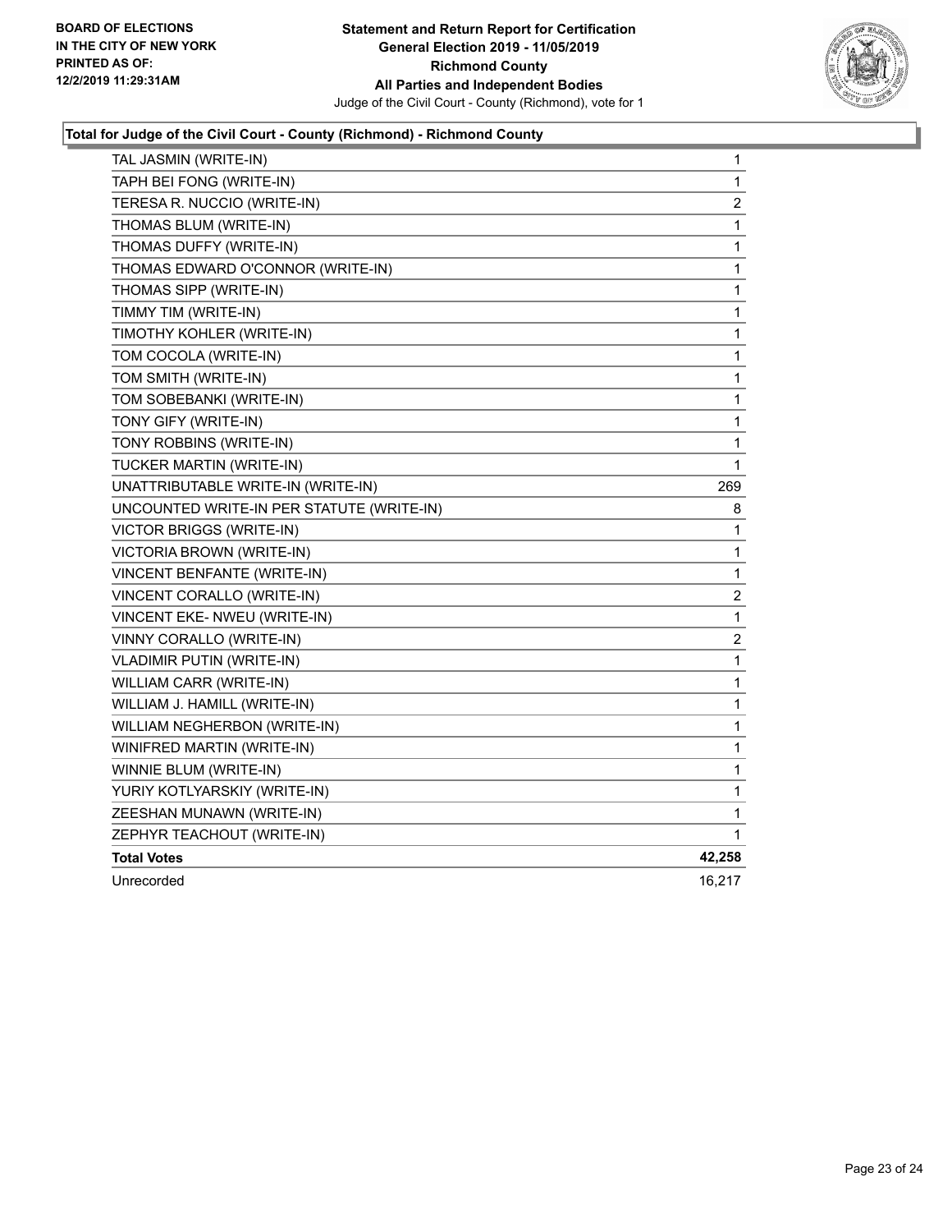BOARD OF ELECTIONS
IN THE CITY OF NEW YORK
PRINTED AS OF:
12/2/2019 11:29:31AM

**Statement and Return Report for Certification**
**General Election 2019 - 11/05/2019**
**Richmond County**
**All Parties and Independent Bodies**
Judge of the Civil Court - County (Richmond), vote for 1

### Total for Judge of the Civil Court - County (Richmond) - Richmond County

| Candidate | Votes |
|---|---|
| TAL JASMIN (WRITE-IN) | 1 |
| TAPH BEI FONG (WRITE-IN) | 1 |
| TERESA R. NUCCIO (WRITE-IN) | 2 |
| THOMAS BLUM (WRITE-IN) | 1 |
| THOMAS DUFFY (WRITE-IN) | 1 |
| THOMAS EDWARD O'CONNOR (WRITE-IN) | 1 |
| THOMAS SIPP (WRITE-IN) | 1 |
| TIMMY TIM (WRITE-IN) | 1 |
| TIMOTHY KOHLER (WRITE-IN) | 1 |
| TOM COCOLA (WRITE-IN) | 1 |
| TOM SMITH (WRITE-IN) | 1 |
| TOM SOBEBANKI (WRITE-IN) | 1 |
| TONY GIFY (WRITE-IN) | 1 |
| TONY ROBBINS (WRITE-IN) | 1 |
| TUCKER MARTIN (WRITE-IN) | 1 |
| UNATTRIBUTABLE WRITE-IN (WRITE-IN) | 269 |
| UNCOUNTED WRITE-IN PER STATUTE (WRITE-IN) | 8 |
| VICTOR BRIGGS (WRITE-IN) | 1 |
| VICTORIA BROWN (WRITE-IN) | 1 |
| VINCENT BENFANTE (WRITE-IN) | 1 |
| VINCENT CORALLO (WRITE-IN) | 2 |
| VINCENT EKE- NWEU (WRITE-IN) | 1 |
| VINNY CORALLO (WRITE-IN) | 2 |
| VLADIMIR PUTIN (WRITE-IN) | 1 |
| WILLIAM CARR (WRITE-IN) | 1 |
| WILLIAM J. HAMILL (WRITE-IN) | 1 |
| WILLIAM NEGHERBON (WRITE-IN) | 1 |
| WINIFRED MARTIN (WRITE-IN) | 1 |
| WINNIE BLUM (WRITE-IN) | 1 |
| YURIY KOTLYARSKIY (WRITE-IN) | 1 |
| ZEESHAN MUNAWN (WRITE-IN) | 1 |
| ZEPHYR TEACHOUT (WRITE-IN) | 1 |
| **Total Votes** | **42,258** |
| Unrecorded | 16,217 |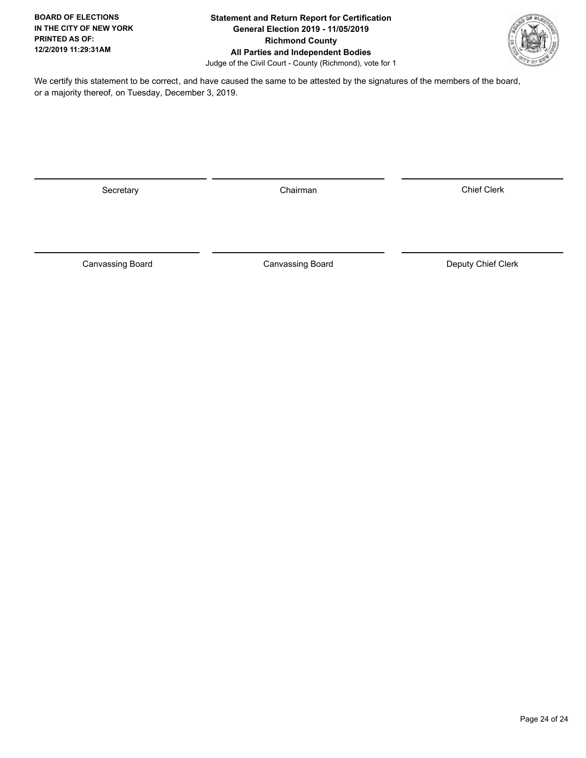**BOARD OF ELECTIONS IN THE CITY OF NEW YORK PRINTED AS OF: 12/2/2019 11:29:31AM**

**Statement and Return Report for Certification**
**General Election 2019 - 11/05/2019**
**Richmond County**
**All Parties and Independent Bodies**
Judge of the Civil Court - County (Richmond), vote for 1

We certify this statement to be correct, and have caused the same to be attested by the signatures of the members of the board, or a majority thereof, on Tuesday, December 3, 2019.

| | | |
|---|---|---|
| Secretary | Chairman | Chief Clerk |
| Canvassing Board | Canvassing Board | Deputy Chief Clerk |